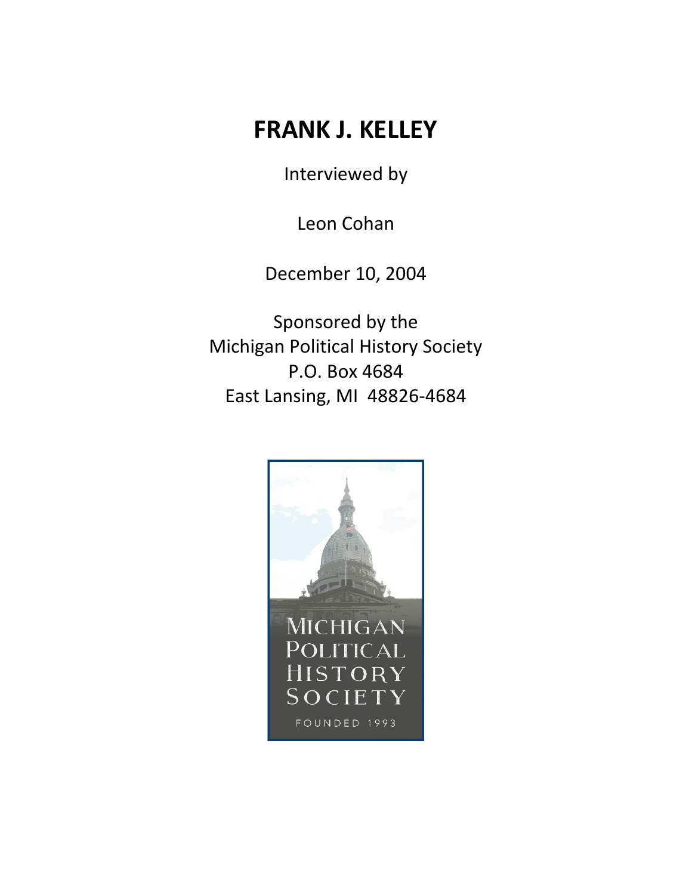# FRANK J. KELLEY

Interviewed by

Leon Cohan

December 10, 2004

Sponsored by the
Michigan Political History Society
P.O. Box 4684
East Lansing, MI 48826-4684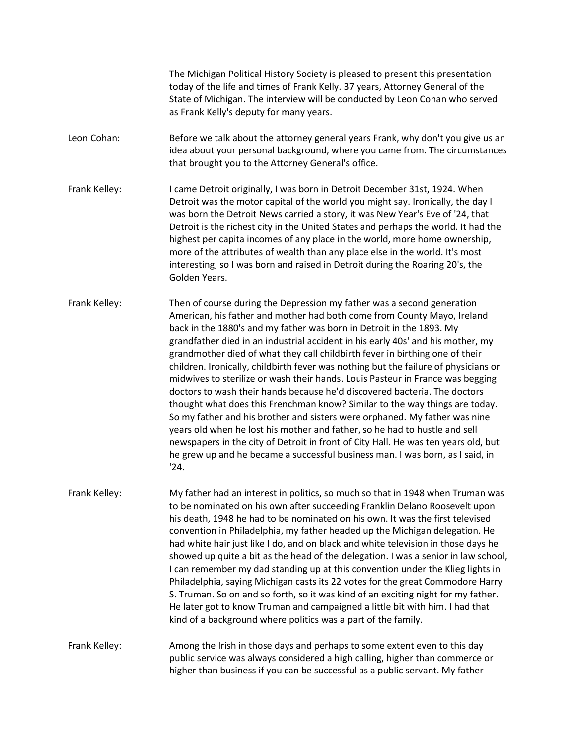The Michigan Political History Society is pleased to present this presentation today of the life and times of Frank Kelly. 37 years, Attorney General of the State of Michigan. The interview will be conducted by Leon Cohan who served as Frank Kelly's deputy for many years.

Leon Cohan: Before we talk about the attorney general years Frank, why don't you give us an idea about your personal background, where you came from. The circumstances that brought you to the Attorney General's office.

Frank Kelley: I came Detroit originally, I was born in Detroit December 31st, 1924. When Detroit was the motor capital of the world you might say. Ironically, the day I was born the Detroit News carried a story, it was New Year's Eve of '24, that Detroit is the richest city in the United States and perhaps the world. It had the highest per capita incomes of any place in the world, more home ownership, more of the attributes of wealth than any place else in the world. It's most interesting, so I was born and raised in Detroit during the Roaring 20's, the Golden Years.

Frank Kelley: Then of course during the Depression my father was a second generation American, his father and mother had both come from County Mayo, Ireland back in the 1880's and my father was born in Detroit in the 1893. My grandfather died in an industrial accident in his early 40s' and his mother, my grandmother died of what they call childbirth fever in birthing one of their children. Ironically, childbirth fever was nothing but the failure of physicians or midwives to sterilize or wash their hands. Louis Pasteur in France was begging doctors to wash their hands because he'd discovered bacteria. The doctors thought what does this Frenchman know? Similar to the way things are today. So my father and his brother and sisters were orphaned. My father was nine years old when he lost his mother and father, so he had to hustle and sell newspapers in the city of Detroit in front of City Hall. He was ten years old, but he grew up and he became a successful business man. I was born, as I said, in '24.

Frank Kelley: My father had an interest in politics, so much so that in 1948 when Truman was to be nominated on his own after succeeding Franklin Delano Roosevelt upon his death, 1948 he had to be nominated on his own. It was the first televised convention in Philadelphia, my father headed up the Michigan delegation. He had white hair just like I do, and on black and white television in those days he showed up quite a bit as the head of the delegation. I was a senior in law school, I can remember my dad standing up at this convention under the Klieg lights in Philadelphia, saying Michigan casts its 22 votes for the great Commodore Harry S. Truman. So on and so forth, so it was kind of an exciting night for my father. He later got to know Truman and campaigned a little bit with him. I had that kind of a background where politics was a part of the family.

Frank Kelley: Among the Irish in those days and perhaps to some extent even to this day public service was always considered a high calling, higher than commerce or higher than business if you can be successful as a public servant. My father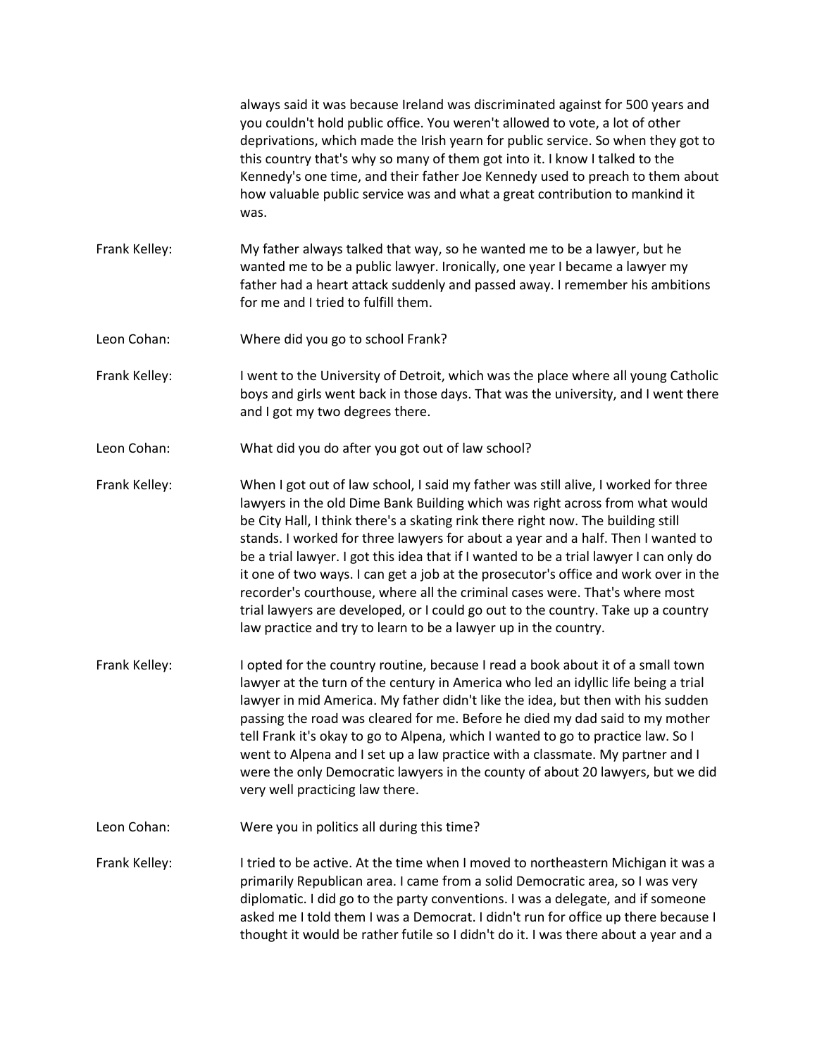always said it was because Ireland was discriminated against for 500 years and you couldn't hold public office. You weren't allowed to vote, a lot of other deprivations, which made the Irish yearn for public service. So when they got to this country that's why so many of them got into it. I know I talked to the Kennedy's one time, and their father Joe Kennedy used to preach to them about how valuable public service was and what a great contribution to mankind it was.

Frank Kelley: My father always talked that way, so he wanted me to be a lawyer, but he wanted me to be a public lawyer. Ironically, one year I became a lawyer my father had a heart attack suddenly and passed away. I remember his ambitions for me and I tried to fulfill them.

Leon Cohan: Where did you go to school Frank?

Frank Kelley: I went to the University of Detroit, which was the place where all young Catholic boys and girls went back in those days. That was the university, and I went there and I got my two degrees there.

Leon Cohan: What did you do after you got out of law school?

Frank Kelley: When I got out of law school, I said my father was still alive, I worked for three lawyers in the old Dime Bank Building which was right across from what would be City Hall, I think there's a skating rink there right now. The building still stands. I worked for three lawyers for about a year and a half. Then I wanted to be a trial lawyer. I got this idea that if I wanted to be a trial lawyer I can only do it one of two ways. I can get a job at the prosecutor's office and work over in the recorder's courthouse, where all the criminal cases were. That's where most trial lawyers are developed, or I could go out to the country. Take up a country law practice and try to learn to be a lawyer up in the country.

Frank Kelley: I opted for the country routine, because I read a book about it of a small town lawyer at the turn of the century in America who led an idyllic life being a trial lawyer in mid America. My father didn't like the idea, but then with his sudden passing the road was cleared for me. Before he died my dad said to my mother tell Frank it's okay to go to Alpena, which I wanted to go to practice law. So I went to Alpena and I set up a law practice with a classmate. My partner and I were the only Democratic lawyers in the county of about 20 lawyers, but we did very well practicing law there.

Leon Cohan: Were you in politics all during this time?

Frank Kelley: I tried to be active. At the time when I moved to northeastern Michigan it was a primarily Republican area. I came from a solid Democratic area, so I was very diplomatic. I did go to the party conventions. I was a delegate, and if someone asked me I told them I was a Democrat. I didn't run for office up there because I thought it would be rather futile so I didn't do it. I was there about a year and a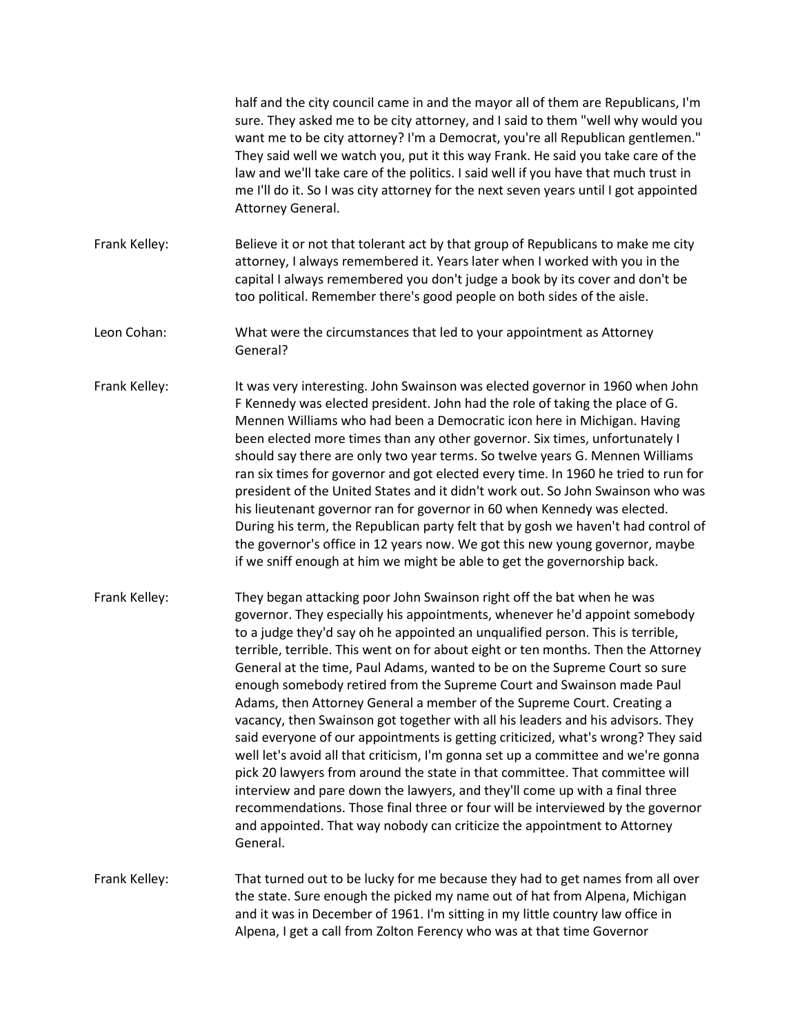half and the city council came in and the mayor all of them are Republicans, I'm sure. They asked me to be city attorney, and I said to them "well why would you want me to be city attorney? I'm a Democrat, you're all Republican gentlemen." They said well we watch you, put it this way Frank. He said you take care of the law and we'll take care of the politics. I said well if you have that much trust in me I'll do it. So I was city attorney for the next seven years until I got appointed Attorney General.

Frank Kelley: Believe it or not that tolerant act by that group of Republicans to make me city attorney, I always remembered it. Years later when I worked with you in the capital I always remembered you don't judge a book by its cover and don't be too political. Remember there's good people on both sides of the aisle.

Leon Cohan: What were the circumstances that led to your appointment as Attorney General?

Frank Kelley: It was very interesting. John Swainson was elected governor in 1960 when John F Kennedy was elected president. John had the role of taking the place of G. Mennen Williams who had been a Democratic icon here in Michigan. Having been elected more times than any other governor. Six times, unfortunately I should say there are only two year terms. So twelve years G. Mennen Williams ran six times for governor and got elected every time. In 1960 he tried to run for president of the United States and it didn't work out. So John Swainson who was his lieutenant governor ran for governor in 60 when Kennedy was elected. During his term, the Republican party felt that by gosh we haven't had control of the governor's office in 12 years now. We got this new young governor, maybe if we sniff enough at him we might be able to get the governorship back.

Frank Kelley: They began attacking poor John Swainson right off the bat when he was governor. They especially his appointments, whenever he'd appoint somebody to a judge they'd say oh he appointed an unqualified person. This is terrible, terrible, terrible. This went on for about eight or ten months. Then the Attorney General at the time, Paul Adams, wanted to be on the Supreme Court so sure enough somebody retired from the Supreme Court and Swainson made Paul Adams, then Attorney General a member of the Supreme Court. Creating a vacancy, then Swainson got together with all his leaders and his advisors. They said everyone of our appointments is getting criticized, what's wrong? They said well let's avoid all that criticism, I'm gonna set up a committee and we're gonna pick 20 lawyers from around the state in that committee. That committee will interview and pare down the lawyers, and they'll come up with a final three recommendations. Those final three or four will be interviewed by the governor and appointed. That way nobody can criticize the appointment to Attorney General.

Frank Kelley: That turned out to be lucky for me because they had to get names from all over the state. Sure enough the picked my name out of hat from Alpena, Michigan and it was in December of 1961. I'm sitting in my little country law office in Alpena, I get a call from Zolton Ferency who was at that time Governor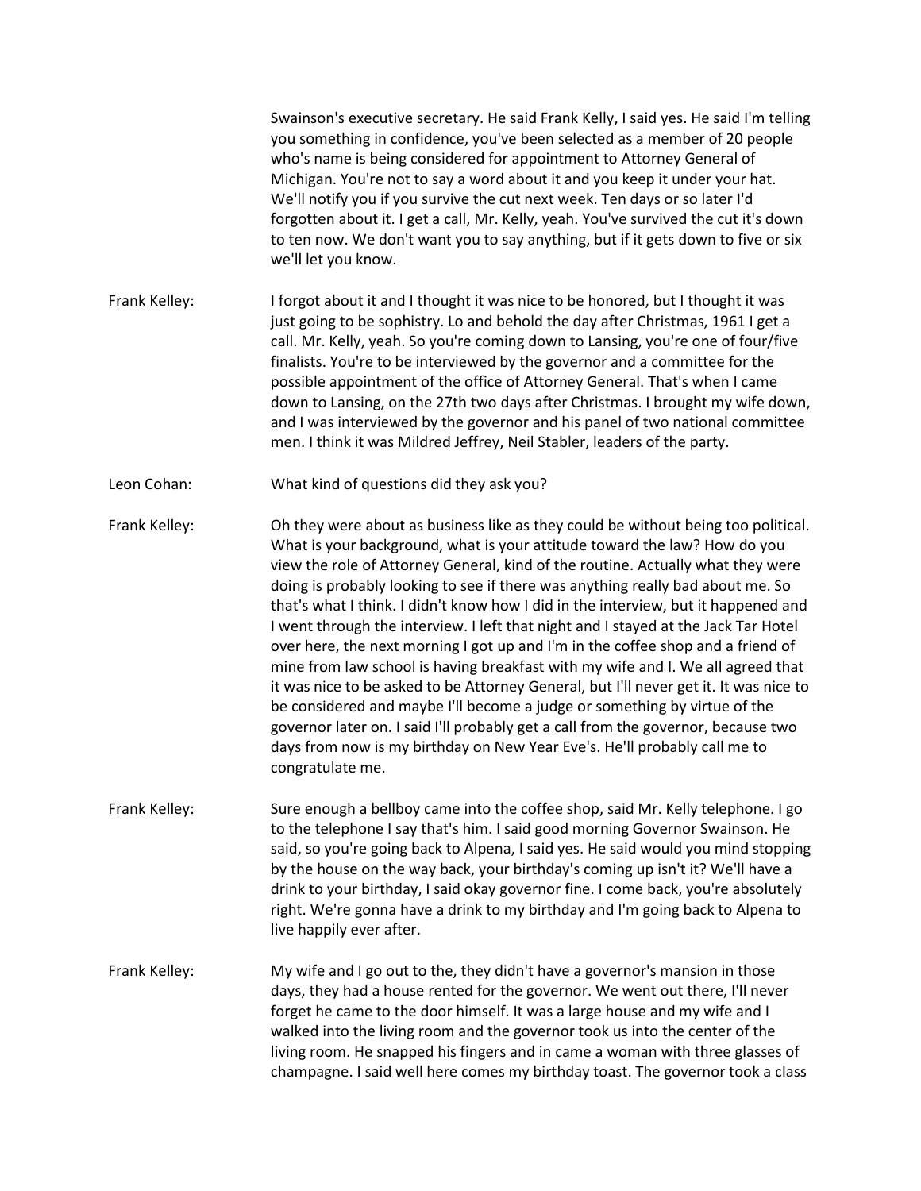Swainson's executive secretary. He said Frank Kelly, I said yes. He said I'm telling you something in confidence, you've been selected as a member of 20 people who's name is being considered for appointment to Attorney General of Michigan. You're not to say a word about it and you keep it under your hat. We'll notify you if you survive the cut next week. Ten days or so later I'd forgotten about it. I get a call, Mr. Kelly, yeah. You've survived the cut it's down to ten now. We don't want you to say anything, but if it gets down to five or six we'll let you know.

Frank Kelley: I forgot about it and I thought it was nice to be honored, but I thought it was just going to be sophistry. Lo and behold the day after Christmas, 1961 I get a call. Mr. Kelly, yeah. So you're coming down to Lansing, you're one of four/five finalists. You're to be interviewed by the governor and a committee for the possible appointment of the office of Attorney General. That's when I came down to Lansing, on the 27th two days after Christmas. I brought my wife down, and I was interviewed by the governor and his panel of two national committee men. I think it was Mildred Jeffrey, Neil Stabler, leaders of the party.

Leon Cohan: What kind of questions did they ask you?

Frank Kelley: Oh they were about as business like as they could be without being too political. What is your background, what is your attitude toward the law? How do you view the role of Attorney General, kind of the routine. Actually what they were doing is probably looking to see if there was anything really bad about me. So that's what I think. I didn't know how I did in the interview, but it happened and I went through the interview. I left that night and I stayed at the Jack Tar Hotel over here, the next morning I got up and I'm in the coffee shop and a friend of mine from law school is having breakfast with my wife and I. We all agreed that it was nice to be asked to be Attorney General, but I'll never get it. It was nice to be considered and maybe I'll become a judge or something by virtue of the governor later on. I said I'll probably get a call from the governor, because two days from now is my birthday on New Year Eve's. He'll probably call me to congratulate me.

Frank Kelley: Sure enough a bellboy came into the coffee shop, said Mr. Kelly telephone. I go to the telephone I say that's him. I said good morning Governor Swainson. He said, so you're going back to Alpena, I said yes. He said would you mind stopping by the house on the way back, your birthday's coming up isn't it? We'll have a drink to your birthday, I said okay governor fine. I come back, you're absolutely right. We're gonna have a drink to my birthday and I'm going back to Alpena to live happily ever after.

Frank Kelley: My wife and I go out to the, they didn't have a governor's mansion in those days, they had a house rented for the governor. We went out there, I'll never forget he came to the door himself. It was a large house and my wife and I walked into the living room and the governor took us into the center of the living room. He snapped his fingers and in came a woman with three glasses of champagne. I said well here comes my birthday toast. The governor took a class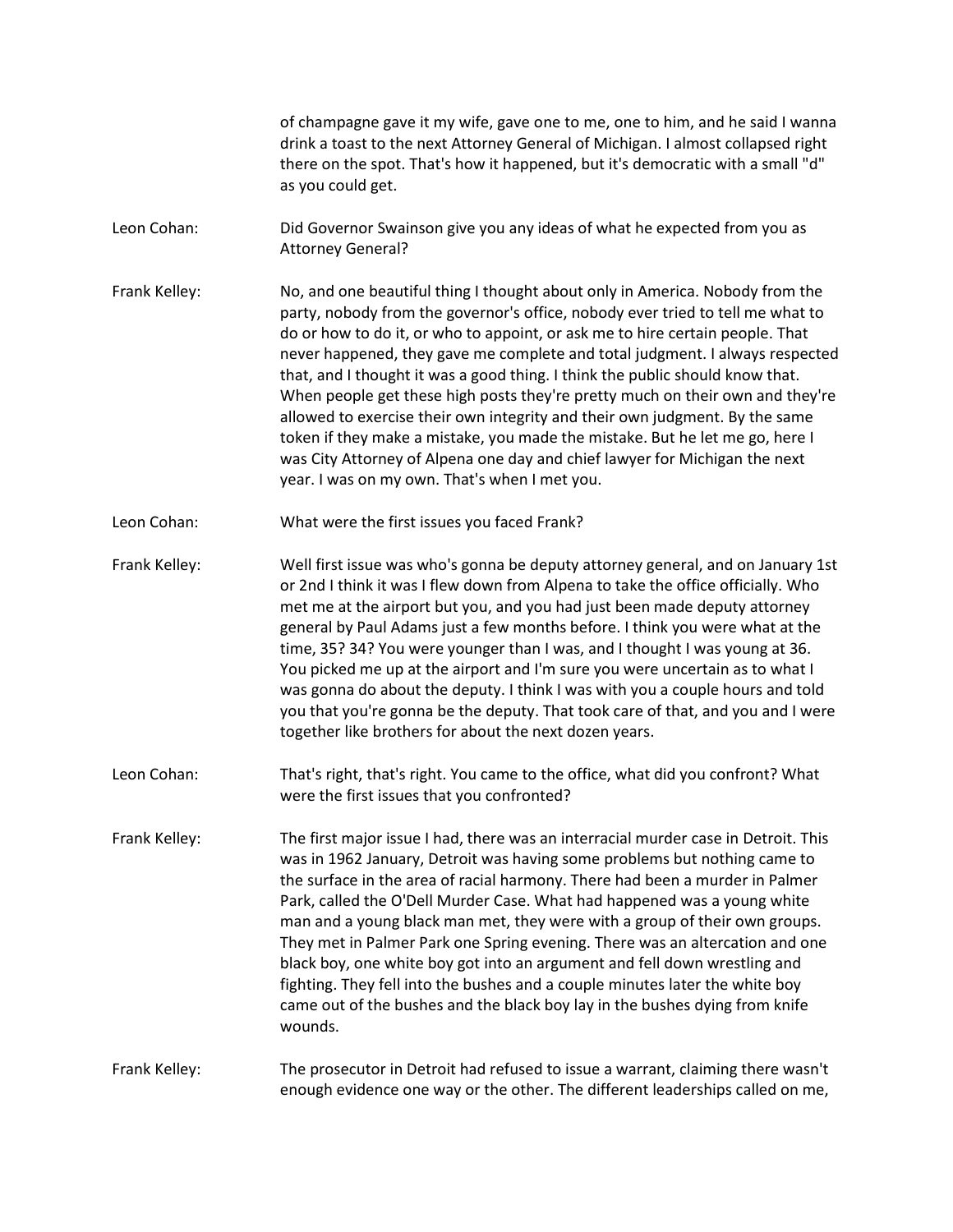of champagne gave it my wife, gave one to me, one to him, and he said I wanna drink a toast to the next Attorney General of Michigan. I almost collapsed right there on the spot. That's how it happened, but it's democratic with a small "d" as you could get.

Leon Cohan: Did Governor Swainson give you any ideas of what he expected from you as Attorney General?

Frank Kelley: No, and one beautiful thing I thought about only in America. Nobody from the party, nobody from the governor's office, nobody ever tried to tell me what to do or how to do it, or who to appoint, or ask me to hire certain people. That never happened, they gave me complete and total judgment. I always respected that, and I thought it was a good thing. I think the public should know that. When people get these high posts they're pretty much on their own and they're allowed to exercise their own integrity and their own judgment. By the same token if they make a mistake, you made the mistake. But he let me go, here I was City Attorney of Alpena one day and chief lawyer for Michigan the next year. I was on my own. That's when I met you.

Leon Cohan: What were the first issues you faced Frank?

Frank Kelley: Well first issue was who's gonna be deputy attorney general, and on January 1st or 2nd I think it was I flew down from Alpena to take the office officially. Who met me at the airport but you, and you had just been made deputy attorney general by Paul Adams just a few months before. I think you were what at the time, 35? 34? You were younger than I was, and I thought I was young at 36. You picked me up at the airport and I'm sure you were uncertain as to what I was gonna do about the deputy. I think I was with you a couple hours and told you that you're gonna be the deputy. That took care of that, and you and I were together like brothers for about the next dozen years.

Leon Cohan: That's right, that's right. You came to the office, what did you confront? What were the first issues that you confronted?

Frank Kelley: The first major issue I had, there was an interracial murder case in Detroit. This was in 1962 January, Detroit was having some problems but nothing came to the surface in the area of racial harmony. There had been a murder in Palmer Park, called the O'Dell Murder Case. What had happened was a young white man and a young black man met, they were with a group of their own groups. They met in Palmer Park one Spring evening. There was an altercation and one black boy, one white boy got into an argument and fell down wrestling and fighting. They fell into the bushes and a couple minutes later the white boy came out of the bushes and the black boy lay in the bushes dying from knife wounds.

Frank Kelley: The prosecutor in Detroit had refused to issue a warrant, claiming there wasn't enough evidence one way or the other. The different leaderships called on me,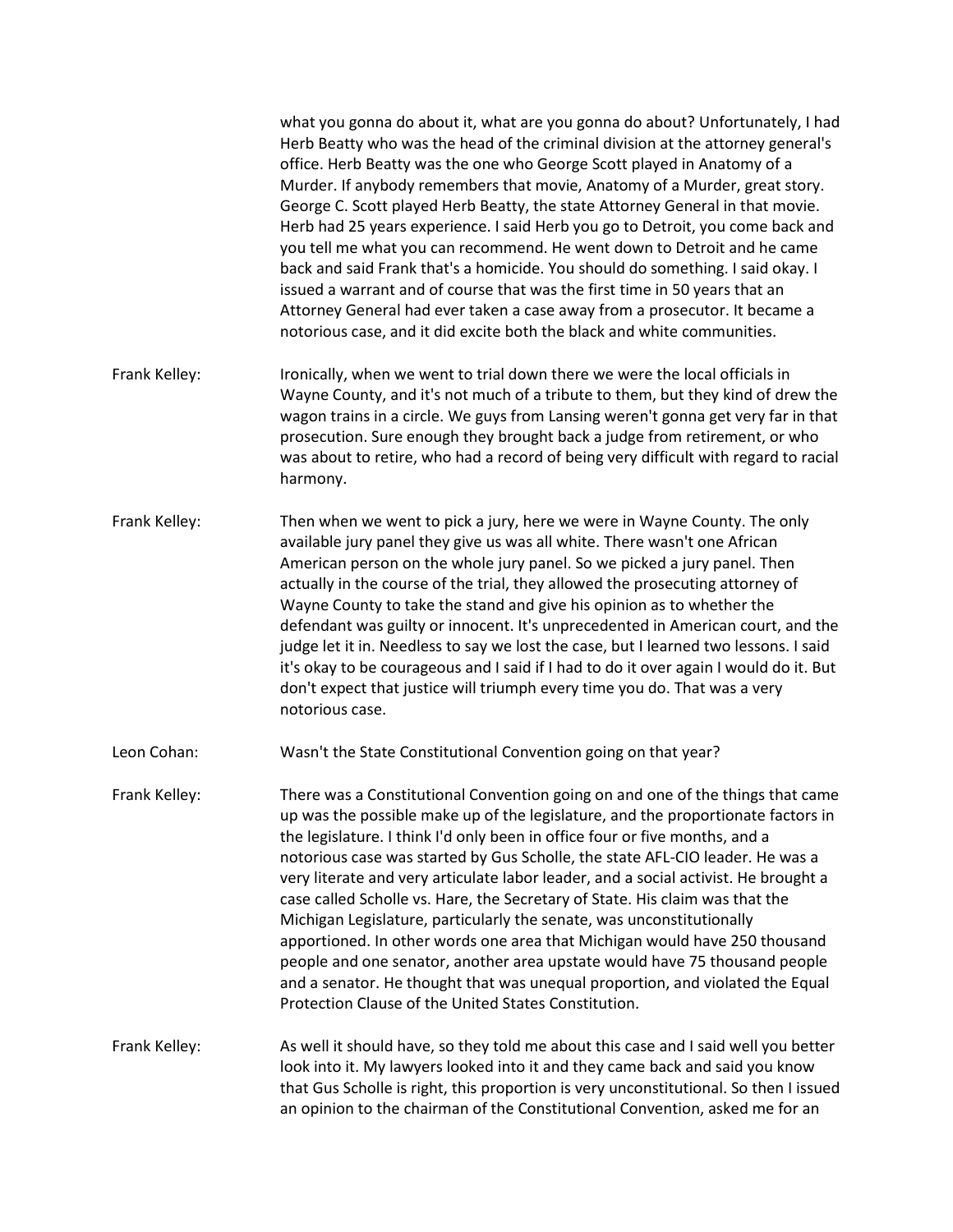what you gonna do about it, what are you gonna do about? Unfortunately, I had Herb Beatty who was the head of the criminal division at the attorney general's office. Herb Beatty was the one who George Scott played in Anatomy of a Murder. If anybody remembers that movie, Anatomy of a Murder, great story. George C. Scott played Herb Beatty, the state Attorney General in that movie. Herb had 25 years experience. I said Herb you go to Detroit, you come back and you tell me what you can recommend. He went down to Detroit and he came back and said Frank that's a homicide. You should do something. I said okay. I issued a warrant and of course that was the first time in 50 years that an Attorney General had ever taken a case away from a prosecutor. It became a notorious case, and it did excite both the black and white communities.

Frank Kelley: Ironically, when we went to trial down there we were the local officials in Wayne County, and it's not much of a tribute to them, but they kind of drew the wagon trains in a circle. We guys from Lansing weren't gonna get very far in that prosecution. Sure enough they brought back a judge from retirement, or who was about to retire, who had a record of being very difficult with regard to racial harmony.

Frank Kelley: Then when we went to pick a jury, here we were in Wayne County. The only available jury panel they give us was all white. There wasn't one African American person on the whole jury panel. So we picked a jury panel. Then actually in the course of the trial, they allowed the prosecuting attorney of Wayne County to take the stand and give his opinion as to whether the defendant was guilty or innocent. It's unprecedented in American court, and the judge let it in. Needless to say we lost the case, but I learned two lessons. I said it's okay to be courageous and I said if I had to do it over again I would do it. But don't expect that justice will triumph every time you do. That was a very notorious case.

Leon Cohan: Wasn't the State Constitutional Convention going on that year?

Frank Kelley: There was a Constitutional Convention going on and one of the things that came up was the possible make up of the legislature, and the proportionate factors in the legislature. I think I'd only been in office four or five months, and a notorious case was started by Gus Scholle, the state AFL-CIO leader. He was a very literate and very articulate labor leader, and a social activist. He brought a case called Scholle vs. Hare, the Secretary of State. His claim was that the Michigan Legislature, particularly the senate, was unconstitutionally apportioned. In other words one area that Michigan would have 250 thousand people and one senator, another area upstate would have 75 thousand people and a senator. He thought that was unequal proportion, and violated the Equal Protection Clause of the United States Constitution.

Frank Kelley: As well it should have, so they told me about this case and I said well you better look into it. My lawyers looked into it and they came back and said you know that Gus Scholle is right, this proportion is very unconstitutional. So then I issued an opinion to the chairman of the Constitutional Convention, asked me for an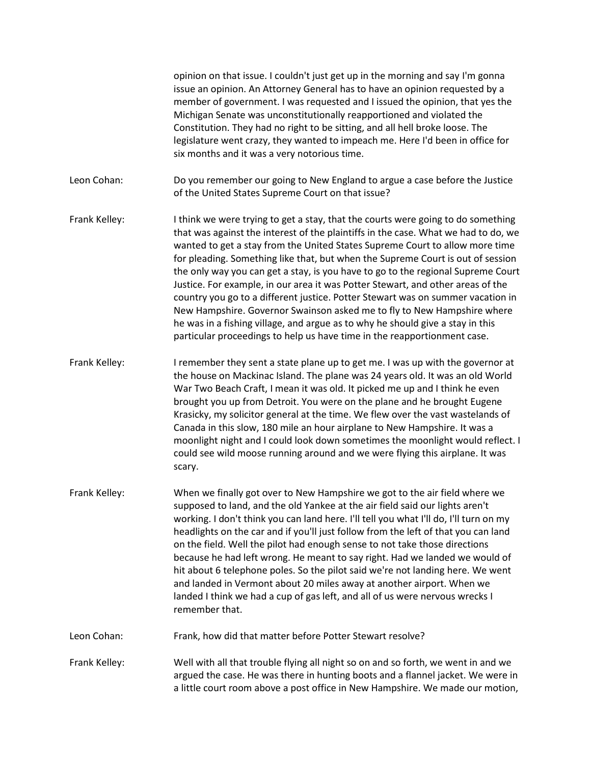opinion on that issue. I couldn't just get up in the morning and say I'm gonna issue an opinion. An Attorney General has to have an opinion requested by a member of government. I was requested and I issued the opinion, that yes the Michigan Senate was unconstitutionally reapportioned and violated the Constitution. They had no right to be sitting, and all hell broke loose. The legislature went crazy, they wanted to impeach me. Here I'd been in office for six months and it was a very notorious time.

Leon Cohan: Do you remember our going to New England to argue a case before the Justice of the United States Supreme Court on that issue?

Frank Kelley: I think we were trying to get a stay, that the courts were going to do something that was against the interest of the plaintiffs in the case. What we had to do, we wanted to get a stay from the United States Supreme Court to allow more time for pleading. Something like that, but when the Supreme Court is out of session the only way you can get a stay, is you have to go to the regional Supreme Court Justice. For example, in our area it was Potter Stewart, and other areas of the country you go to a different justice. Potter Stewart was on summer vacation in New Hampshire. Governor Swainson asked me to fly to New Hampshire where he was in a fishing village, and argue as to why he should give a stay in this particular proceedings to help us have time in the reapportionment case.

Frank Kelley: I remember they sent a state plane up to get me. I was up with the governor at the house on Mackinac Island. The plane was 24 years old. It was an old World War Two Beach Craft, I mean it was old. It picked me up and I think he even brought you up from Detroit. You were on the plane and he brought Eugene Krasicky, my solicitor general at the time. We flew over the vast wastelands of Canada in this slow, 180 mile an hour airplane to New Hampshire. It was a moonlight night and I could look down sometimes the moonlight would reflect. I could see wild moose running around and we were flying this airplane. It was scary.

Frank Kelley: When we finally got over to New Hampshire we got to the air field where we supposed to land, and the old Yankee at the air field said our lights aren't working. I don't think you can land here. I'll tell you what I'll do, I'll turn on my headlights on the car and if you'll just follow from the left of that you can land on the field. Well the pilot had enough sense to not take those directions because he had left wrong. He meant to say right. Had we landed we would of hit about 6 telephone poles. So the pilot said we're not landing here. We went and landed in Vermont about 20 miles away at another airport. When we landed I think we had a cup of gas left, and all of us were nervous wrecks I remember that.

Leon Cohan: Frank, how did that matter before Potter Stewart resolve?

Frank Kelley: Well with all that trouble flying all night so on and so forth, we went in and we argued the case. He was there in hunting boots and a flannel jacket. We were in a little court room above a post office in New Hampshire. We made our motion,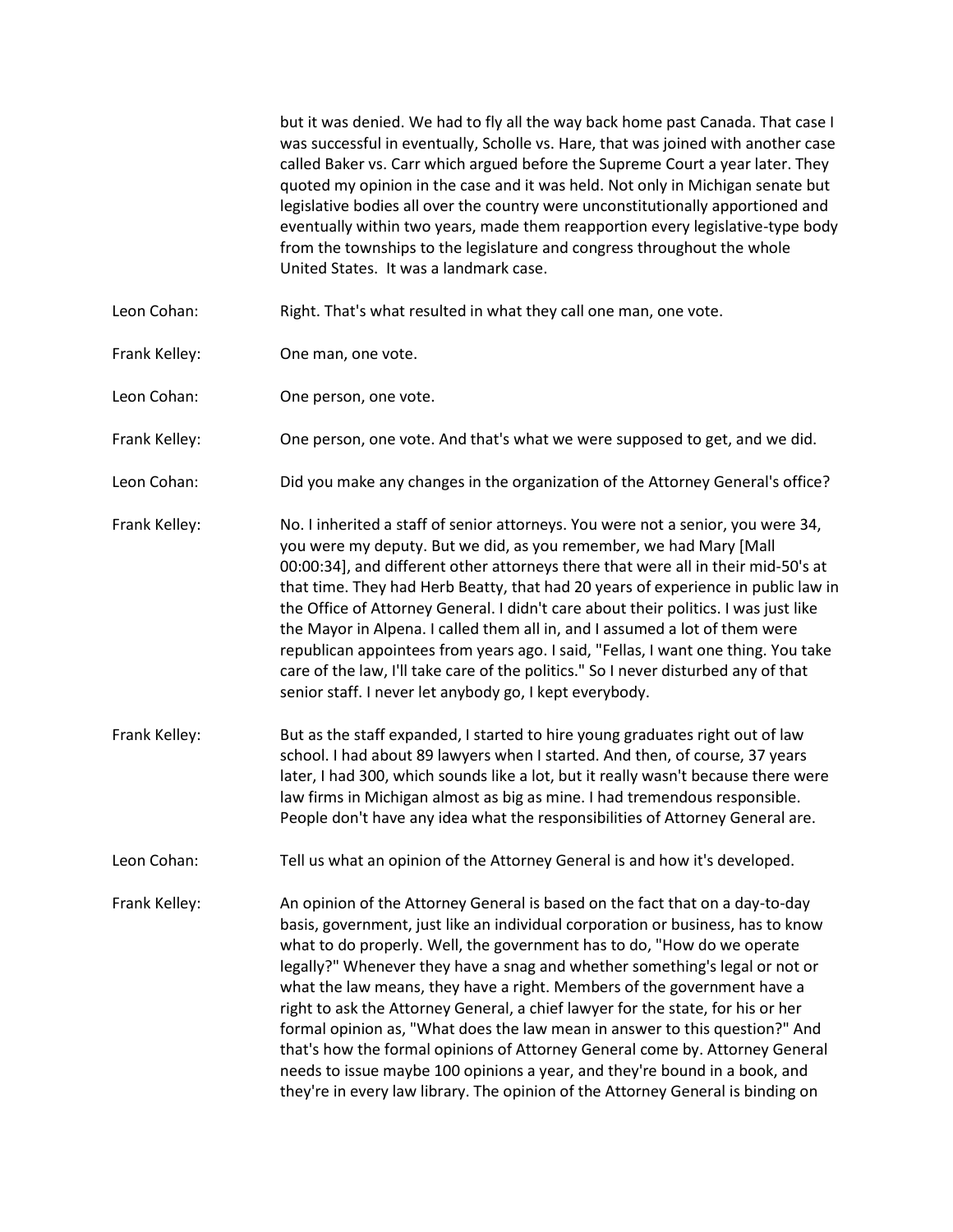but it was denied. We had to fly all the way back home past Canada. That case I was successful in eventually, Scholle vs. Hare, that was joined with another case called Baker vs. Carr which argued before the Supreme Court a year later. They quoted my opinion in the case and it was held. Not only in Michigan senate but legislative bodies all over the country were unconstitutionally apportioned and eventually within two years, made them reapportion every legislative-type body from the townships to the legislature and congress throughout the whole United States. It was a landmark case.

Leon Cohan: Right. That's what resulted in what they call one man, one vote.

Frank Kelley: One man, one vote.

Leon Cohan: One person, one vote.

Frank Kelley: One person, one vote. And that's what we were supposed to get, and we did.

Leon Cohan: Did you make any changes in the organization of the Attorney General's office?

Frank Kelley: No. I inherited a staff of senior attorneys. You were not a senior, you were 34, you were my deputy. But we did, as you remember, we had Mary [Mall 00:00:34], and different other attorneys there that were all in their mid-50's at that time. They had Herb Beatty, that had 20 years of experience in public law in the Office of Attorney General. I didn't care about their politics. I was just like the Mayor in Alpena. I called them all in, and I assumed a lot of them were republican appointees from years ago. I said, "Fellas, I want one thing. You take care of the law, I'll take care of the politics." So I never disturbed any of that senior staff. I never let anybody go, I kept everybody.

Frank Kelley: But as the staff expanded, I started to hire young graduates right out of law school. I had about 89 lawyers when I started. And then, of course, 37 years later, I had 300, which sounds like a lot, but it really wasn't because there were law firms in Michigan almost as big as mine. I had tremendous responsible. People don't have any idea what the responsibilities of Attorney General are.

Leon Cohan: Tell us what an opinion of the Attorney General is and how it's developed.

Frank Kelley: An opinion of the Attorney General is based on the fact that on a day-to-day basis, government, just like an individual corporation or business, has to know what to do properly. Well, the government has to do, "How do we operate legally?" Whenever they have a snag and whether something's legal or not or what the law means, they have a right. Members of the government have a right to ask the Attorney General, a chief lawyer for the state, for his or her formal opinion as, "What does the law mean in answer to this question?" And that's how the formal opinions of Attorney General come by. Attorney General needs to issue maybe 100 opinions a year, and they're bound in a book, and they're in every law library. The opinion of the Attorney General is binding on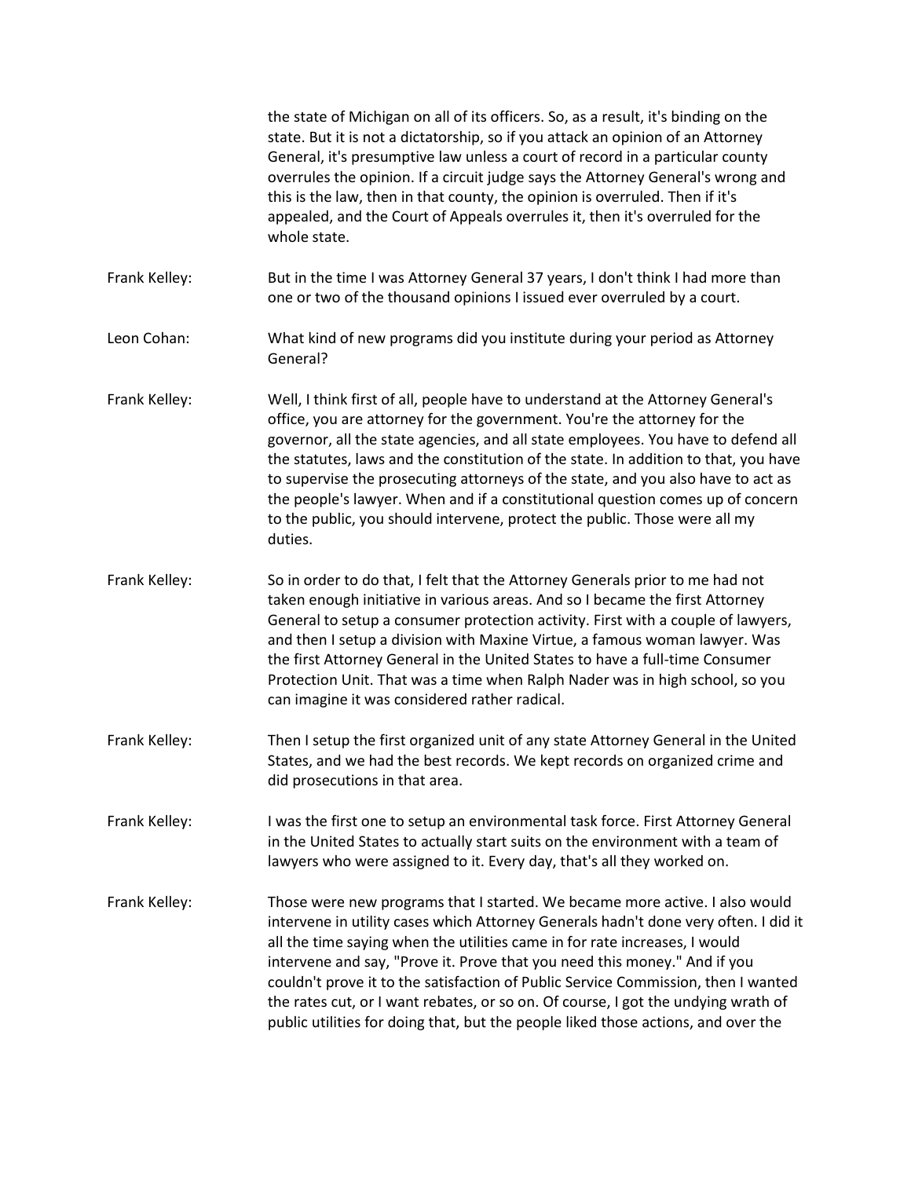the state of Michigan on all of its officers. So, as a result, it's binding on the state. But it is not a dictatorship, so if you attack an opinion of an Attorney General, it's presumptive law unless a court of record in a particular county overrules the opinion. If a circuit judge says the Attorney General's wrong and this is the law, then in that county, the opinion is overruled. Then if it's appealed, and the Court of Appeals overrules it, then it's overruled for the whole state.

Frank Kelley: But in the time I was Attorney General 37 years, I don't think I had more than one or two of the thousand opinions I issued ever overruled by a court.

Leon Cohan: What kind of new programs did you institute during your period as Attorney General?

Frank Kelley: Well, I think first of all, people have to understand at the Attorney General's office, you are attorney for the government. You're the attorney for the governor, all the state agencies, and all state employees. You have to defend all the statutes, laws and the constitution of the state. In addition to that, you have to supervise the prosecuting attorneys of the state, and you also have to act as the people's lawyer. When and if a constitutional question comes up of concern to the public, you should intervene, protect the public. Those were all my duties.

Frank Kelley: So in order to do that, I felt that the Attorney Generals prior to me had not taken enough initiative in various areas. And so I became the first Attorney General to setup a consumer protection activity. First with a couple of lawyers, and then I setup a division with Maxine Virtue, a famous woman lawyer. Was the first Attorney General in the United States to have a full-time Consumer Protection Unit. That was a time when Ralph Nader was in high school, so you can imagine it was considered rather radical.

Frank Kelley: Then I setup the first organized unit of any state Attorney General in the United States, and we had the best records. We kept records on organized crime and did prosecutions in that area.

Frank Kelley: I was the first one to setup an environmental task force. First Attorney General in the United States to actually start suits on the environment with a team of lawyers who were assigned to it. Every day, that's all they worked on.

Frank Kelley: Those were new programs that I started. We became more active. I also would intervene in utility cases which Attorney Generals hadn't done very often. I did it all the time saying when the utilities came in for rate increases, I would intervene and say, "Prove it. Prove that you need this money." And if you couldn't prove it to the satisfaction of Public Service Commission, then I wanted the rates cut, or I want rebates, or so on. Of course, I got the undying wrath of public utilities for doing that, but the people liked those actions, and over the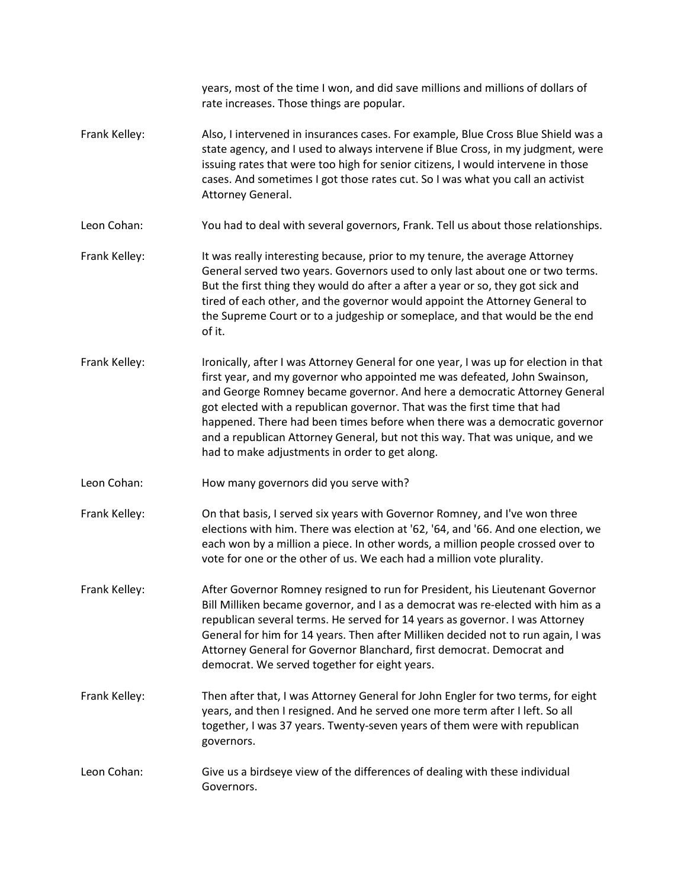years, most of the time I won, and did save millions and millions of dollars of rate increases. Those things are popular.

Frank Kelley: Also, I intervened in insurances cases. For example, Blue Cross Blue Shield was a state agency, and I used to always intervene if Blue Cross, in my judgment, were issuing rates that were too high for senior citizens, I would intervene in those cases. And sometimes I got those rates cut. So I was what you call an activist Attorney General.

Leon Cohan: You had to deal with several governors, Frank. Tell us about those relationships.

Frank Kelley: It was really interesting because, prior to my tenure, the average Attorney General served two years. Governors used to only last about one or two terms. But the first thing they would do after a after a year or so, they got sick and tired of each other, and the governor would appoint the Attorney General to the Supreme Court or to a judgeship or someplace, and that would be the end of it.

Frank Kelley: Ironically, after I was Attorney General for one year, I was up for election in that first year, and my governor who appointed me was defeated, John Swainson, and George Romney became governor. And here a democratic Attorney General got elected with a republican governor. That was the first time that had happened. There had been times before when there was a democratic governor and a republican Attorney General, but not this way. That was unique, and we had to make adjustments in order to get along.

Leon Cohan: How many governors did you serve with?

Frank Kelley: On that basis, I served six years with Governor Romney, and I've won three elections with him. There was election at '62, '64, and '66. And one election, we each won by a million a piece. In other words, a million people crossed over to vote for one or the other of us. We each had a million vote plurality.

Frank Kelley: After Governor Romney resigned to run for President, his Lieutenant Governor Bill Milliken became governor, and I as a democrat was re-elected with him as a republican several terms. He served for 14 years as governor. I was Attorney General for him for 14 years. Then after Milliken decided not to run again, I was Attorney General for Governor Blanchard, first democrat. Democrat and democrat. We served together for eight years.

Frank Kelley: Then after that, I was Attorney General for John Engler for two terms, for eight years, and then I resigned. And he served one more term after I left. So all together, I was 37 years. Twenty-seven years of them were with republican governors.

Leon Cohan: Give us a birdseye view of the differences of dealing with these individual Governors.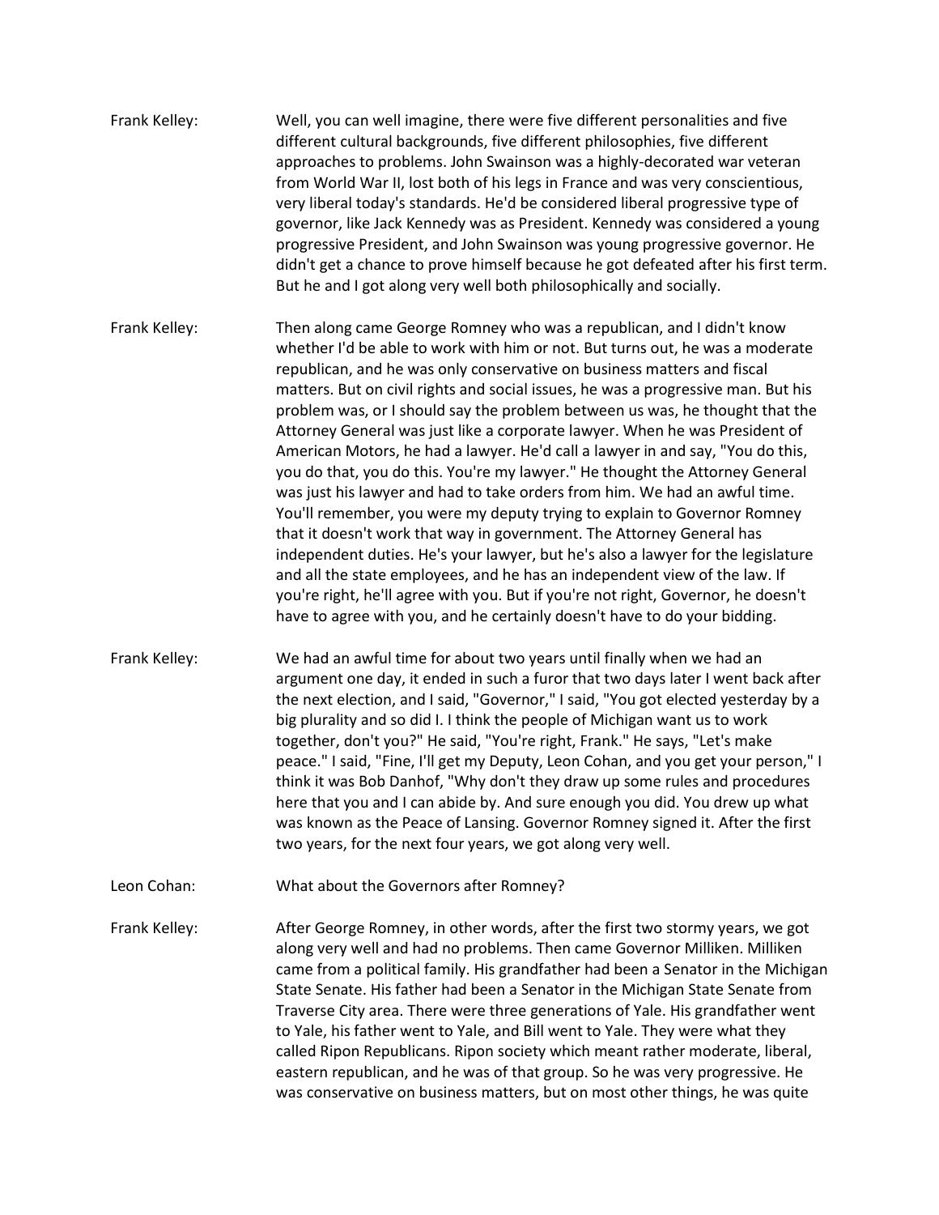Frank Kelley: Well, you can well imagine, there were five different personalities and five different cultural backgrounds, five different philosophies, five different approaches to problems. John Swainson was a highly-decorated war veteran from World War II, lost both of his legs in France and was very conscientious, very liberal today's standards. He'd be considered liberal progressive type of governor, like Jack Kennedy was as President. Kennedy was considered a young progressive President, and John Swainson was young progressive governor. He didn't get a chance to prove himself because he got defeated after his first term. But he and I got along very well both philosophically and socially.

Frank Kelley: Then along came George Romney who was a republican, and I didn't know whether I'd be able to work with him or not. But turns out, he was a moderate republican, and he was only conservative on business matters and fiscal matters. But on civil rights and social issues, he was a progressive man. But his problem was, or I should say the problem between us was, he thought that the Attorney General was just like a corporate lawyer. When he was President of American Motors, he had a lawyer. He'd call a lawyer in and say, "You do this, you do that, you do this. You're my lawyer." He thought the Attorney General was just his lawyer and had to take orders from him. We had an awful time. You'll remember, you were my deputy trying to explain to Governor Romney that it doesn't work that way in government. The Attorney General has independent duties. He's your lawyer, but he's also a lawyer for the legislature and all the state employees, and he has an independent view of the law. If you're right, he'll agree with you. But if you're not right, Governor, he doesn't have to agree with you, and he certainly doesn't have to do your bidding.

Frank Kelley: We had an awful time for about two years until finally when we had an argument one day, it ended in such a furor that two days later I went back after the next election, and I said, "Governor," I said, "You got elected yesterday by a big plurality and so did I. I think the people of Michigan want us to work together, don't you?" He said, "You're right, Frank." He says, "Let's make peace." I said, "Fine, I'll get my Deputy, Leon Cohan, and you get your person," I think it was Bob Danhof, "Why don't they draw up some rules and procedures here that you and I can abide by. And sure enough you did. You drew up what was known as the Peace of Lansing. Governor Romney signed it. After the first two years, for the next four years, we got along very well.

Leon Cohan: What about the Governors after Romney?

Frank Kelley: After George Romney, in other words, after the first two stormy years, we got along very well and had no problems. Then came Governor Milliken. Milliken came from a political family. His grandfather had been a Senator in the Michigan State Senate. His father had been a Senator in the Michigan State Senate from Traverse City area. There were three generations of Yale. His grandfather went to Yale, his father went to Yale, and Bill went to Yale. They were what they called Ripon Republicans. Ripon society which meant rather moderate, liberal, eastern republican, and he was of that group. So he was very progressive. He was conservative on business matters, but on most other things, he was quite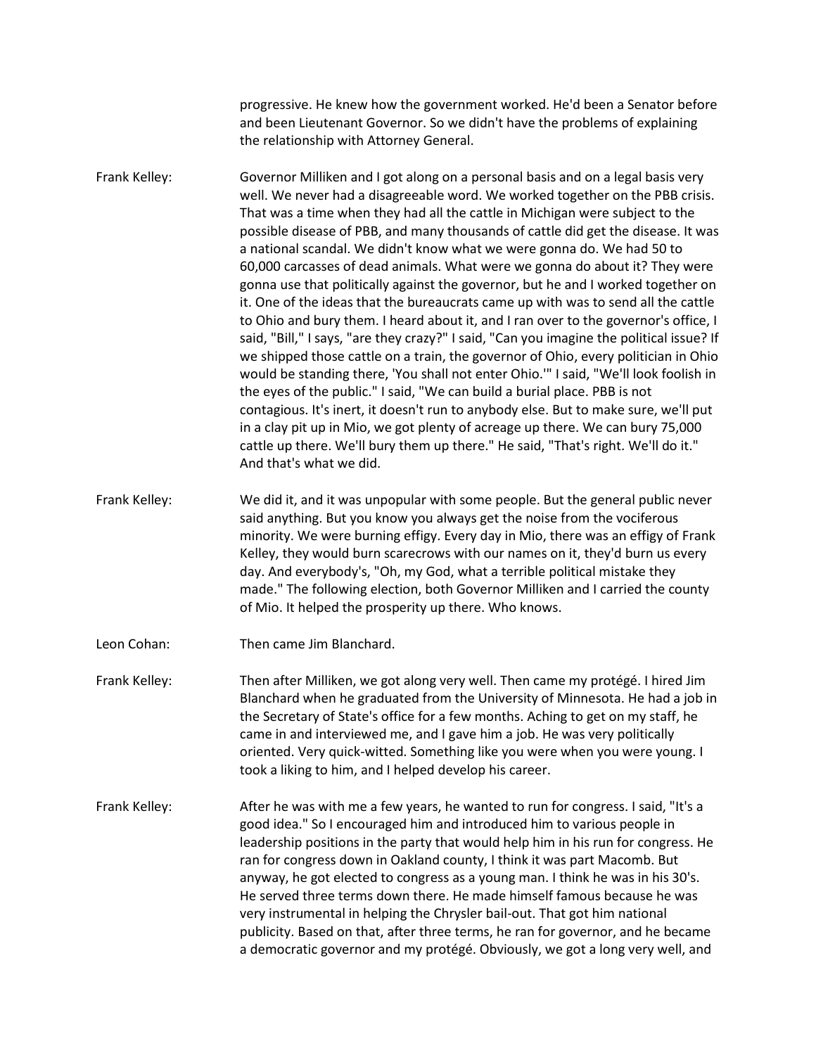progressive. He knew how the government worked. He'd been a Senator before and been Lieutenant Governor. So we didn't have the problems of explaining the relationship with Attorney General.

Frank Kelley: Governor Milliken and I got along on a personal basis and on a legal basis very well. We never had a disagreeable word. We worked together on the PBB crisis. That was a time when they had all the cattle in Michigan were subject to the possible disease of PBB, and many thousands of cattle did get the disease. It was a national scandal. We didn't know what we were gonna do. We had 50 to 60,000 carcasses of dead animals. What were we gonna do about it? They were gonna use that politically against the governor, but he and I worked together on it. One of the ideas that the bureaucrats came up with was to send all the cattle to Ohio and bury them. I heard about it, and I ran over to the governor's office, I said, "Bill," I says, "are they crazy?" I said, "Can you imagine the political issue? If we shipped those cattle on a train, the governor of Ohio, every politician in Ohio would be standing there, 'You shall not enter Ohio.'" I said, "We'll look foolish in the eyes of the public." I said, "We can build a burial place. PBB is not contagious. It's inert, it doesn't run to anybody else. But to make sure, we'll put in a clay pit up in Mio, we got plenty of acreage up there. We can bury 75,000 cattle up there. We'll bury them up there." He said, "That's right. We'll do it." And that's what we did.

Frank Kelley: We did it, and it was unpopular with some people. But the general public never said anything. But you know you always get the noise from the vociferous minority. We were burning effigy. Every day in Mio, there was an effigy of Frank Kelley, they would burn scarecrows with our names on it, they'd burn us every day. And everybody's, "Oh, my God, what a terrible political mistake they made." The following election, both Governor Milliken and I carried the county of Mio. It helped the prosperity up there. Who knows.

Leon Cohan: Then came Jim Blanchard.

Frank Kelley: Then after Milliken, we got along very well. Then came my protégé. I hired Jim Blanchard when he graduated from the University of Minnesota. He had a job in the Secretary of State's office for a few months. Aching to get on my staff, he came in and interviewed me, and I gave him a job. He was very politically oriented. Very quick-witted. Something like you were when you were young. I took a liking to him, and I helped develop his career.

Frank Kelley: After he was with me a few years, he wanted to run for congress. I said, "It's a good idea." So I encouraged him and introduced him to various people in leadership positions in the party that would help him in his run for congress. He ran for congress down in Oakland county, I think it was part Macomb. But anyway, he got elected to congress as a young man. I think he was in his 30's. He served three terms down there. He made himself famous because he was very instrumental in helping the Chrysler bail-out. That got him national publicity. Based on that, after three terms, he ran for governor, and he became a democratic governor and my protégé. Obviously, we got a long very well, and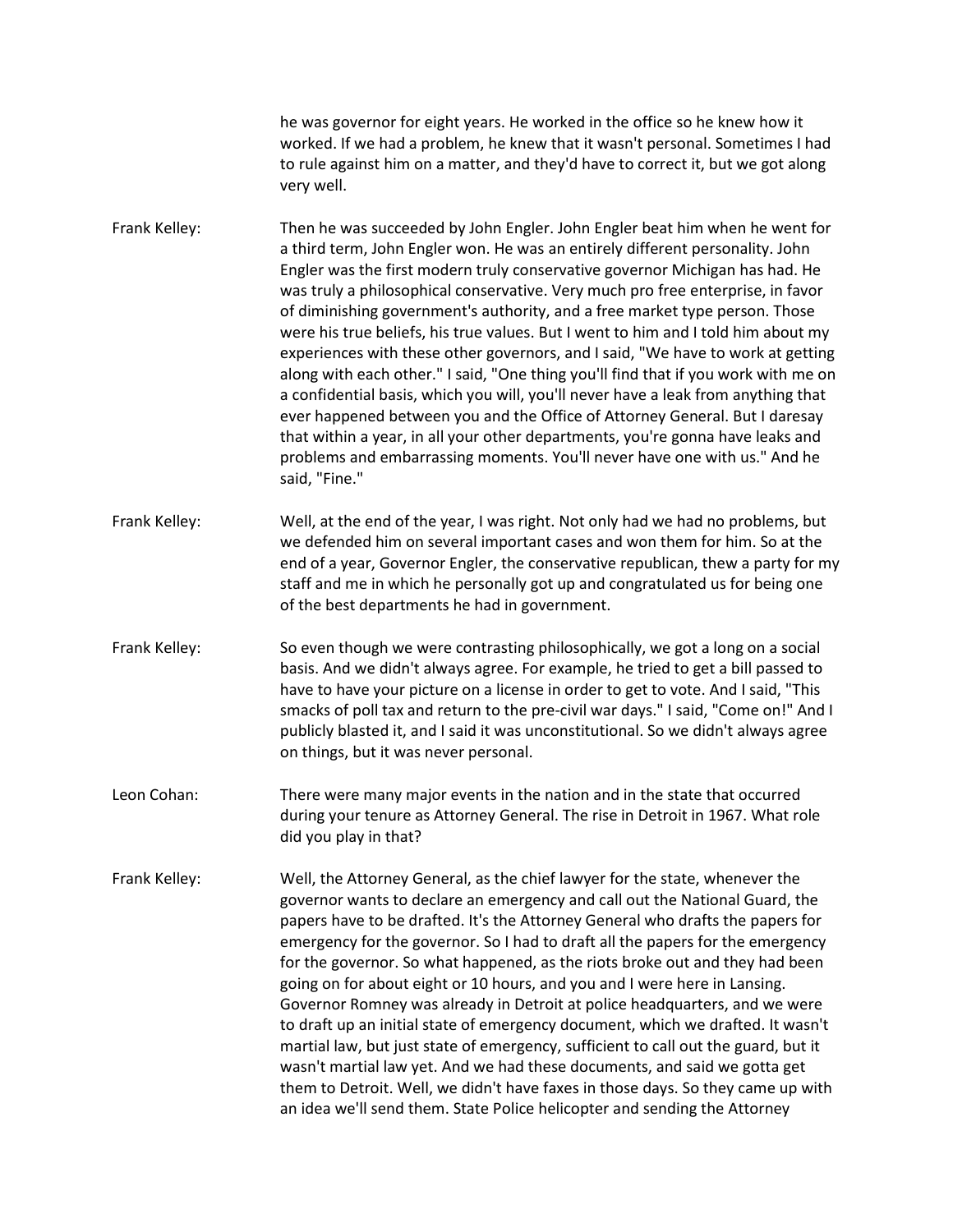he was governor for eight years. He worked in the office so he knew how it worked. If we had a problem, he knew that it wasn't personal. Sometimes I had to rule against him on a matter, and they'd have to correct it, but we got along very well.

Frank Kelley: Then he was succeeded by John Engler. John Engler beat him when he went for a third term, John Engler won. He was an entirely different personality. John Engler was the first modern truly conservative governor Michigan has had. He was truly a philosophical conservative. Very much pro free enterprise, in favor of diminishing government's authority, and a free market type person. Those were his true beliefs, his true values. But I went to him and I told him about my experiences with these other governors, and I said, "We have to work at getting along with each other." I said, "One thing you'll find that if you work with me on a confidential basis, which you will, you'll never have a leak from anything that ever happened between you and the Office of Attorney General. But I daresay that within a year, in all your other departments, you're gonna have leaks and problems and embarrassing moments. You'll never have one with us." And he said, "Fine."

Frank Kelley: Well, at the end of the year, I was right. Not only had we had no problems, but we defended him on several important cases and won them for him. So at the end of a year, Governor Engler, the conservative republican, thew a party for my staff and me in which he personally got up and congratulated us for being one of the best departments he had in government.

Frank Kelley: So even though we were contrasting philosophically, we got a long on a social basis. And we didn't always agree. For example, he tried to get a bill passed to have to have your picture on a license in order to get to vote. And I said, "This smacks of poll tax and return to the pre-civil war days." I said, "Come on!" And I publicly blasted it, and I said it was unconstitutional. So we didn't always agree on things, but it was never personal.

Leon Cohan: There were many major events in the nation and in the state that occurred during your tenure as Attorney General. The rise in Detroit in 1967. What role did you play in that?

Frank Kelley: Well, the Attorney General, as the chief lawyer for the state, whenever the governor wants to declare an emergency and call out the National Guard, the papers have to be drafted. It's the Attorney General who drafts the papers for emergency for the governor. So I had to draft all the papers for the emergency for the governor. So what happened, as the riots broke out and they had been going on for about eight or 10 hours, and you and I were here in Lansing. Governor Romney was already in Detroit at police headquarters, and we were to draft up an initial state of emergency document, which we drafted. It wasn't martial law, but just state of emergency, sufficient to call out the guard, but it wasn't martial law yet. And we had these documents, and said we gotta get them to Detroit. Well, we didn't have faxes in those days. So they came up with an idea we'll send them. State Police helicopter and sending the Attorney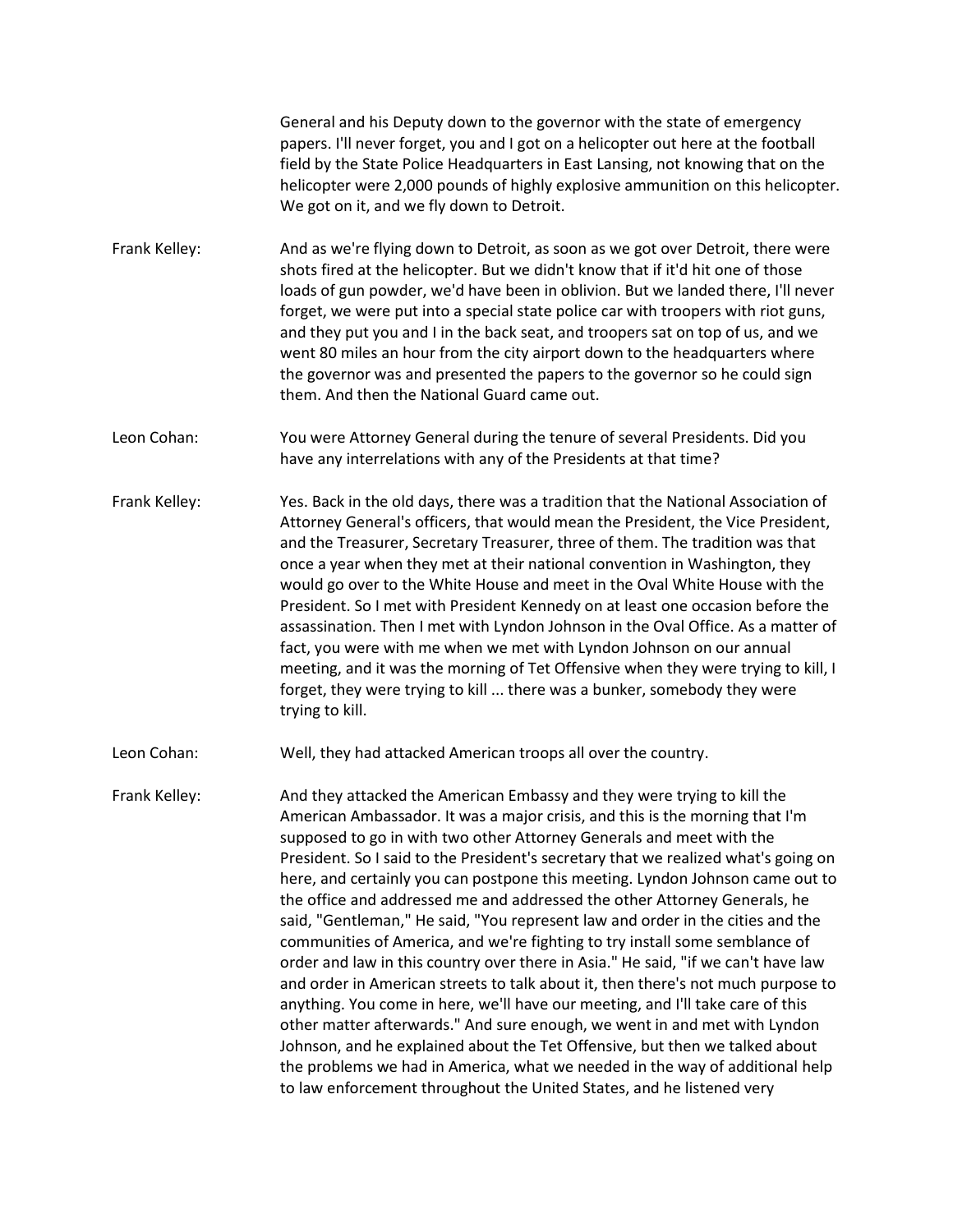General and his Deputy down to the governor with the state of emergency papers. I'll never forget, you and I got on a helicopter out here at the football field by the State Police Headquarters in East Lansing, not knowing that on the helicopter were 2,000 pounds of highly explosive ammunition on this helicopter. We got on it, and we fly down to Detroit.

**Frank Kelley:** And as we're flying down to Detroit, as soon as we got over Detroit, there were shots fired at the helicopter. But we didn't know that if it'd hit one of those loads of gun powder, we'd have been in oblivion. But we landed there, I'll never forget, we were put into a special state police car with troopers with riot guns, and they put you and I in the back seat, and troopers sat on top of us, and we went 80 miles an hour from the city airport down to the headquarters where the governor was and presented the papers to the governor so he could sign them. And then the National Guard came out.

**Leon Cohan:** You were Attorney General during the tenure of several Presidents. Did you have any interrelations with any of the Presidents at that time?

**Frank Kelley:** Yes. Back in the old days, there was a tradition that the National Association of Attorney General's officers, that would mean the President, the Vice President, and the Treasurer, Secretary Treasurer, three of them. The tradition was that once a year when they met at their national convention in Washington, they would go over to the White House and meet in the Oval White House with the President. So I met with President Kennedy on at least one occasion before the assassination. Then I met with Lyndon Johnson in the Oval Office. As a matter of fact, you were with me when we met with Lyndon Johnson on our annual meeting, and it was the morning of Tet Offensive when they were trying to kill, I forget, they were trying to kill ... there was a bunker, somebody they were trying to kill.

**Leon Cohan:** Well, they had attacked American troops all over the country.

**Frank Kelley:** And they attacked the American Embassy and they were trying to kill the American Ambassador. It was a major crisis, and this is the morning that I'm supposed to go in with two other Attorney Generals and meet with the President. So I said to the President's secretary that we realized what's going on here, and certainly you can postpone this meeting. Lyndon Johnson came out to the office and addressed me and addressed the other Attorney Generals, he said, "Gentleman," He said, "You represent law and order in the cities and the communities of America, and we're fighting to try install some semblance of order and law in this country over there in Asia." He said, "if we can't have law and order in American streets to talk about it, then there's not much purpose to anything. You come in here, we'll have our meeting, and I'll take care of this other matter afterwards." And sure enough, we went in and met with Lyndon Johnson, and he explained about the Tet Offensive, but then we talked about the problems we had in America, what we needed in the way of additional help to law enforcement throughout the United States, and he listened very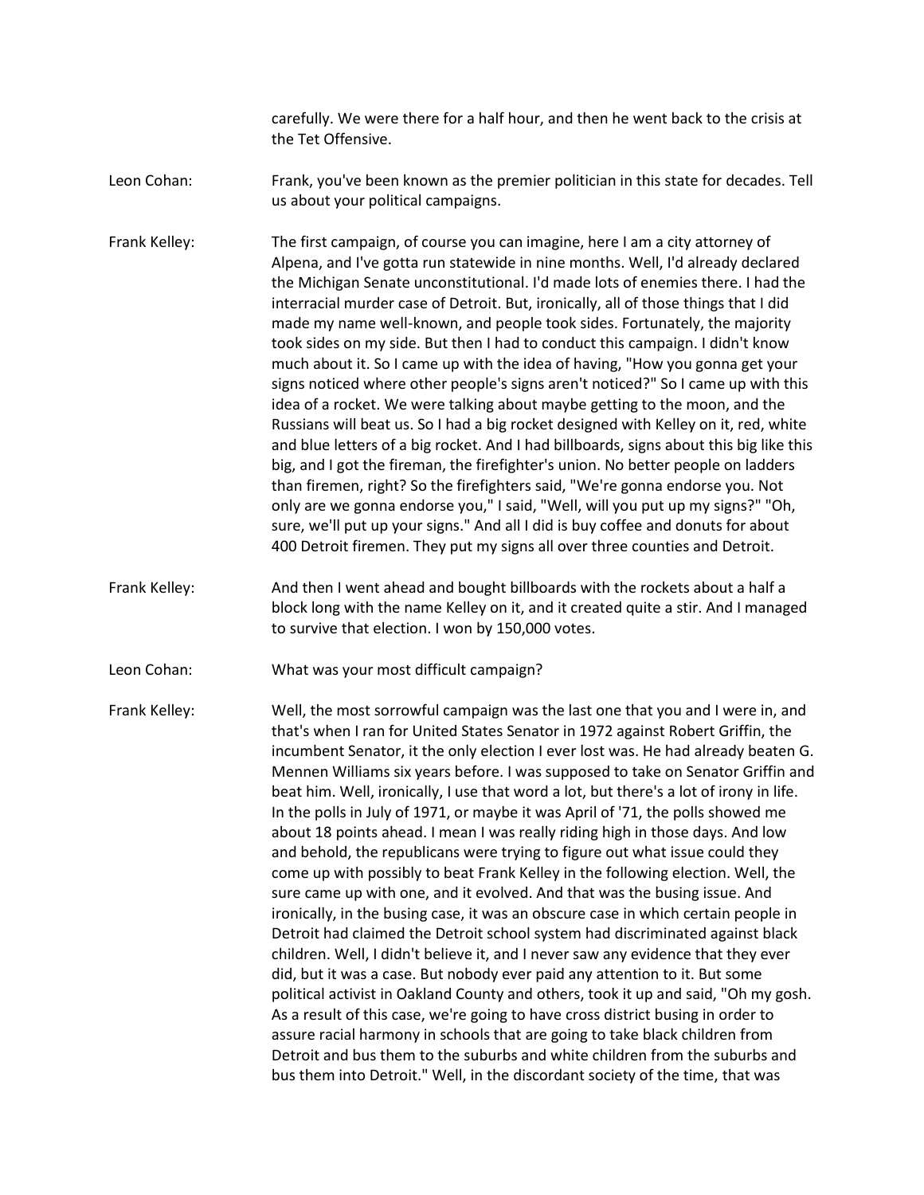carefully. We were there for a half hour, and then he went back to the crisis at the Tet Offensive.

Leon Cohan: Frank, you've been known as the premier politician in this state for decades. Tell us about your political campaigns.

Frank Kelley: The first campaign, of course you can imagine, here I am a city attorney of Alpena, and I've gotta run statewide in nine months. Well, I'd already declared the Michigan Senate unconstitutional. I'd made lots of enemies there. I had the interracial murder case of Detroit. But, ironically, all of those things that I did made my name well-known, and people took sides. Fortunately, the majority took sides on my side. But then I had to conduct this campaign. I didn't know much about it. So I came up with the idea of having, "How you gonna get your signs noticed where other people's signs aren't noticed?" So I came up with this idea of a rocket. We were talking about maybe getting to the moon, and the Russians will beat us. So I had a big rocket designed with Kelley on it, red, white and blue letters of a big rocket. And I had billboards, signs about this big like this big, and I got the fireman, the firefighter's union. No better people on ladders than firemen, right? So the firefighters said, "We're gonna endorse you. Not only are we gonna endorse you," I said, "Well, will you put up my signs?" "Oh, sure, we'll put up your signs." And all I did is buy coffee and donuts for about 400 Detroit firemen. They put my signs all over three counties and Detroit.

Frank Kelley: And then I went ahead and bought billboards with the rockets about a half a block long with the name Kelley on it, and it created quite a stir. And I managed to survive that election. I won by 150,000 votes.

Leon Cohan: What was your most difficult campaign?

Frank Kelley: Well, the most sorrowful campaign was the last one that you and I were in, and that's when I ran for United States Senator in 1972 against Robert Griffin, the incumbent Senator, it the only election I ever lost was. He had already beaten G. Mennen Williams six years before. I was supposed to take on Senator Griffin and beat him. Well, ironically, I use that word a lot, but there's a lot of irony in life. In the polls in July of 1971, or maybe it was April of '71, the polls showed me about 18 points ahead. I mean I was really riding high in those days. And low and behold, the republicans were trying to figure out what issue could they come up with possibly to beat Frank Kelley in the following election. Well, the sure came up with one, and it evolved. And that was the busing issue. And ironically, in the busing case, it was an obscure case in which certain people in Detroit had claimed the Detroit school system had discriminated against black children. Well, I didn't believe it, and I never saw any evidence that they ever did, but it was a case. But nobody ever paid any attention to it. But some political activist in Oakland County and others, took it up and said, "Oh my gosh. As a result of this case, we're going to have cross district busing in order to assure racial harmony in schools that are going to take black children from Detroit and bus them to the suburbs and white children from the suburbs and bus them into Detroit." Well, in the discordant society of the time, that was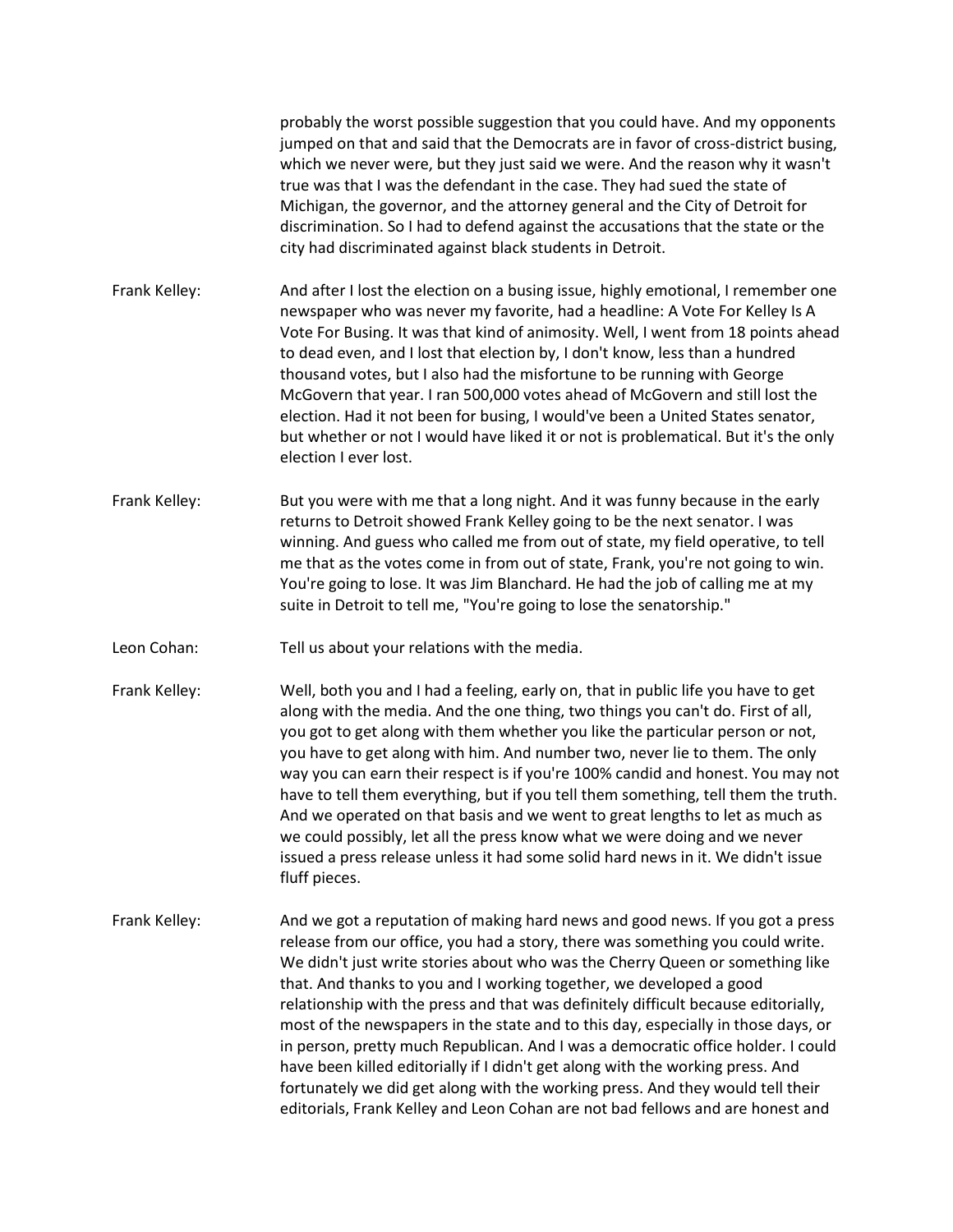probably the worst possible suggestion that you could have. And my opponents jumped on that and said that the Democrats are in favor of cross-district busing, which we never were, but they just said we were. And the reason why it wasn't true was that I was the defendant in the case. They had sued the state of Michigan, the governor, and the attorney general and the City of Detroit for discrimination. So I had to defend against the accusations that the state or the city had discriminated against black students in Detroit.

Frank Kelley: And after I lost the election on a busing issue, highly emotional, I remember one newspaper who was never my favorite, had a headline: A Vote For Kelley Is A Vote For Busing. It was that kind of animosity. Well, I went from 18 points ahead to dead even, and I lost that election by, I don't know, less than a hundred thousand votes, but I also had the misfortune to be running with George McGovern that year. I ran 500,000 votes ahead of McGovern and still lost the election. Had it not been for busing, I would've been a United States senator, but whether or not I would have liked it or not is problematical. But it's the only election I ever lost.

Frank Kelley: But you were with me that a long night. And it was funny because in the early returns to Detroit showed Frank Kelley going to be the next senator. I was winning. And guess who called me from out of state, my field operative, to tell me that as the votes come in from out of state, Frank, you're not going to win. You're going to lose. It was Jim Blanchard. He had the job of calling me at my suite in Detroit to tell me, "You're going to lose the senatorship."

Leon Cohan: Tell us about your relations with the media.

Frank Kelley: Well, both you and I had a feeling, early on, that in public life you have to get along with the media. And the one thing, two things you can't do. First of all, you got to get along with them whether you like the particular person or not, you have to get along with him. And number two, never lie to them. The only way you can earn their respect is if you're 100% candid and honest. You may not have to tell them everything, but if you tell them something, tell them the truth. And we operated on that basis and we went to great lengths to let as much as we could possibly, let all the press know what we were doing and we never issued a press release unless it had some solid hard news in it. We didn't issue fluff pieces.

Frank Kelley: And we got a reputation of making hard news and good news. If you got a press release from our office, you had a story, there was something you could write. We didn't just write stories about who was the Cherry Queen or something like that. And thanks to you and I working together, we developed a good relationship with the press and that was definitely difficult because editorially, most of the newspapers in the state and to this day, especially in those days, or in person, pretty much Republican. And I was a democratic office holder. I could have been killed editorially if I didn't get along with the working press. And fortunately we did get along with the working press. And they would tell their editorials, Frank Kelley and Leon Cohan are not bad fellows and are honest and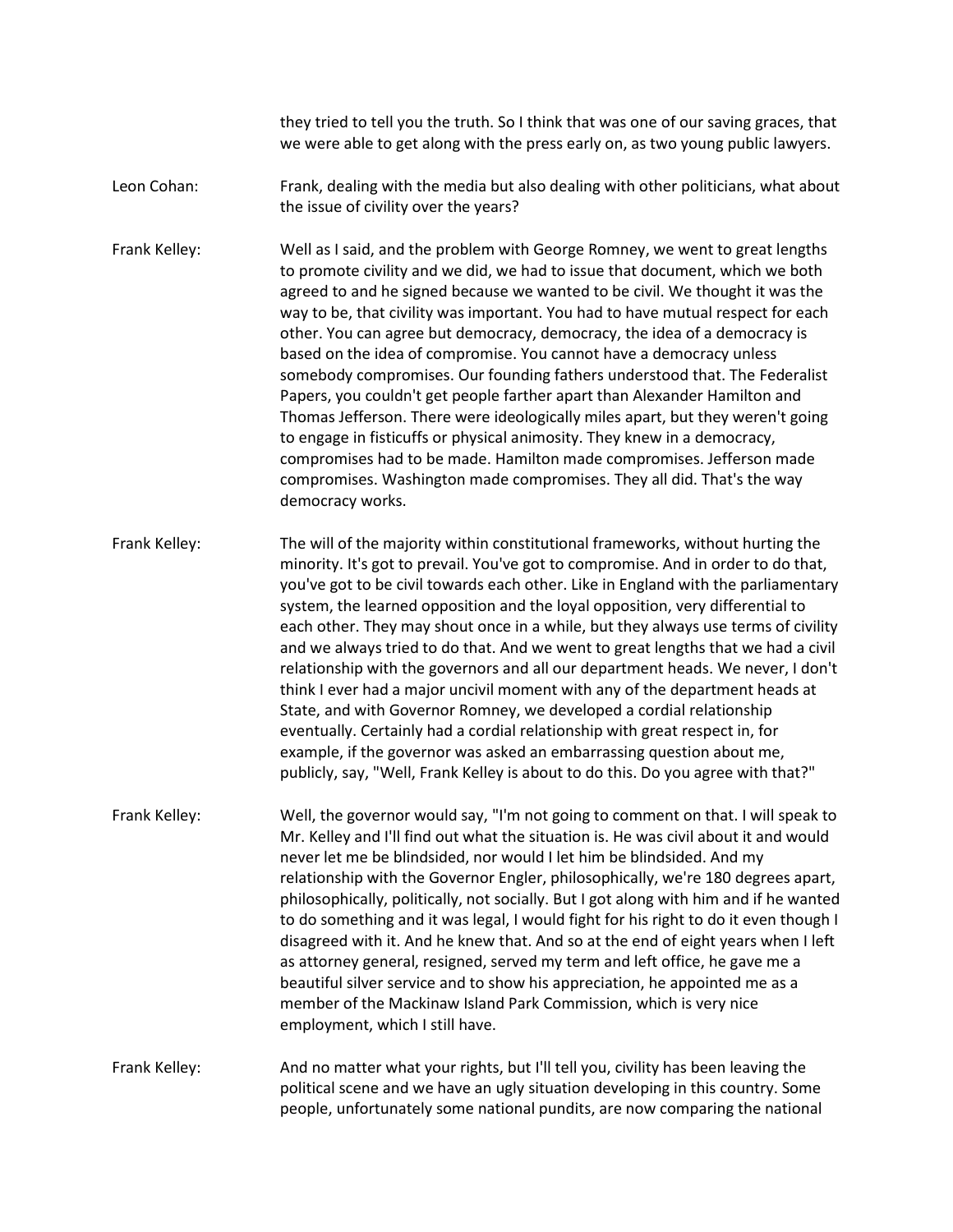they tried to tell you the truth. So I think that was one of our saving graces, that we were able to get along with the press early on, as two young public lawyers.

Leon Cohan: Frank, dealing with the media but also dealing with other politicians, what about the issue of civility over the years?

Frank Kelley: Well as I said, and the problem with George Romney, we went to great lengths to promote civility and we did, we had to issue that document, which we both agreed to and he signed because we wanted to be civil. We thought it was the way to be, that civility was important. You had to have mutual respect for each other. You can agree but democracy, democracy, the idea of a democracy is based on the idea of compromise. You cannot have a democracy unless somebody compromises. Our founding fathers understood that. The Federalist Papers, you couldn't get people farther apart than Alexander Hamilton and Thomas Jefferson. There were ideologically miles apart, but they weren't going to engage in fisticuffs or physical animosity. They knew in a democracy, compromises had to be made. Hamilton made compromises. Jefferson made compromises. Washington made compromises. They all did. That's the way democracy works.

Frank Kelley: The will of the majority within constitutional frameworks, without hurting the minority. It's got to prevail. You've got to compromise. And in order to do that, you've got to be civil towards each other. Like in England with the parliamentary system, the learned opposition and the loyal opposition, very differential to each other. They may shout once in a while, but they always use terms of civility and we always tried to do that. And we went to great lengths that we had a civil relationship with the governors and all our department heads. We never, I don't think I ever had a major uncivil moment with any of the department heads at State, and with Governor Romney, we developed a cordial relationship eventually. Certainly had a cordial relationship with great respect in, for example, if the governor was asked an embarrassing question about me, publicly, say, "Well, Frank Kelley is about to do this. Do you agree with that?"

Frank Kelley: Well, the governor would say, "I'm not going to comment on that. I will speak to Mr. Kelley and I'll find out what the situation is. He was civil about it and would never let me be blindsided, nor would I let him be blindsided. And my relationship with the Governor Engler, philosophically, we're 180 degrees apart, philosophically, politically, not socially. But I got along with him and if he wanted to do something and it was legal, I would fight for his right to do it even though I disagreed with it. And he knew that. And so at the end of eight years when I left as attorney general, resigned, served my term and left office, he gave me a beautiful silver service and to show his appreciation, he appointed me as a member of the Mackinaw Island Park Commission, which is very nice employment, which I still have.

Frank Kelley: And no matter what your rights, but I'll tell you, civility has been leaving the political scene and we have an ugly situation developing in this country. Some people, unfortunately some national pundits, are now comparing the national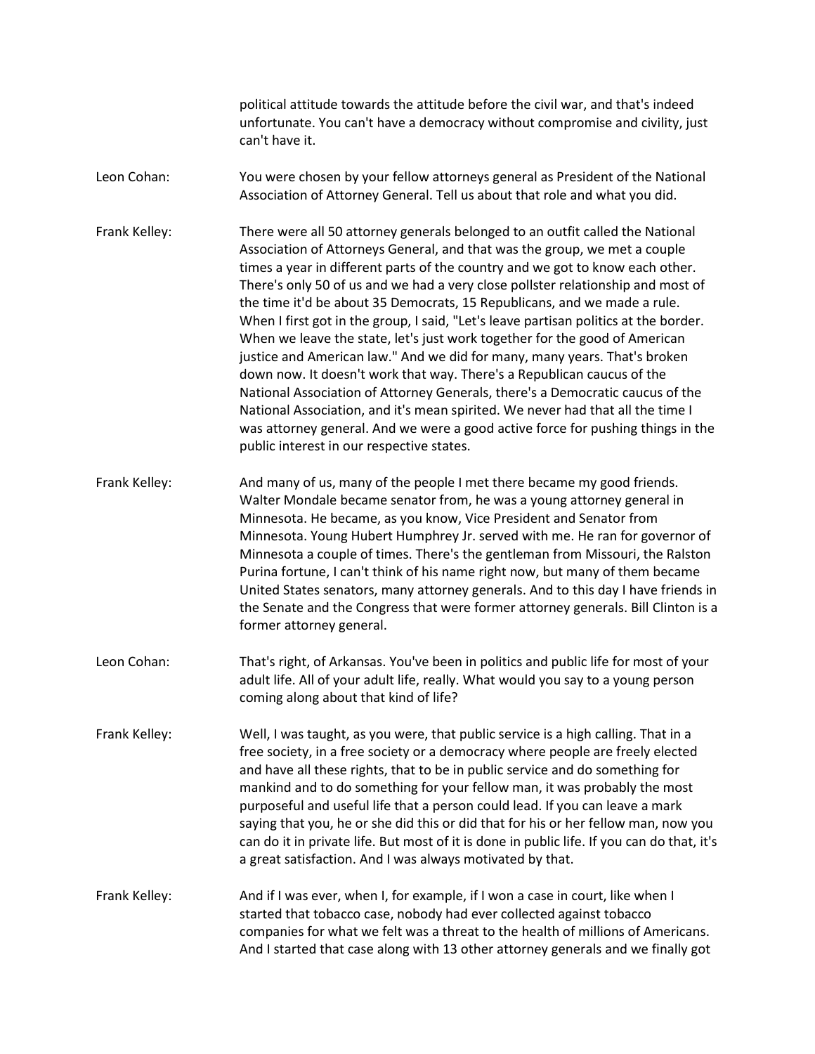political attitude towards the attitude before the civil war, and that's indeed unfortunate. You can't have a democracy without compromise and civility, just can't have it.

Leon Cohan: You were chosen by your fellow attorneys general as President of the National Association of Attorney General. Tell us about that role and what you did.

Frank Kelley: There were all 50 attorney generals belonged to an outfit called the National Association of Attorneys General, and that was the group, we met a couple times a year in different parts of the country and we got to know each other. There's only 50 of us and we had a very close pollster relationship and most of the time it'd be about 35 Democrats, 15 Republicans, and we made a rule. When I first got in the group, I said, "Let's leave partisan politics at the border. When we leave the state, let's just work together for the good of American justice and American law." And we did for many, many years. That's broken down now. It doesn't work that way. There's a Republican caucus of the National Association of Attorney Generals, there's a Democratic caucus of the National Association, and it's mean spirited. We never had that all the time I was attorney general. And we were a good active force for pushing things in the public interest in our respective states.

Frank Kelley: And many of us, many of the people I met there became my good friends. Walter Mondale became senator from, he was a young attorney general in Minnesota. He became, as you know, Vice President and Senator from Minnesota. Young Hubert Humphrey Jr. served with me. He ran for governor of Minnesota a couple of times. There's the gentleman from Missouri, the Ralston Purina fortune, I can't think of his name right now, but many of them became United States senators, many attorney generals. And to this day I have friends in the Senate and the Congress that were former attorney generals. Bill Clinton is a former attorney general.

Leon Cohan: That's right, of Arkansas. You've been in politics and public life for most of your adult life. All of your adult life, really. What would you say to a young person coming along about that kind of life?

Frank Kelley: Well, I was taught, as you were, that public service is a high calling. That in a free society, in a free society or a democracy where people are freely elected and have all these rights, that to be in public service and do something for mankind and to do something for your fellow man, it was probably the most purposeful and useful life that a person could lead. If you can leave a mark saying that you, he or she did this or did that for his or her fellow man, now you can do it in private life. But most of it is done in public life. If you can do that, it's a great satisfaction. And I was always motivated by that.

Frank Kelley: And if I was ever, when I, for example, if I won a case in court, like when I started that tobacco case, nobody had ever collected against tobacco companies for what we felt was a threat to the health of millions of Americans. And I started that case along with 13 other attorney generals and we finally got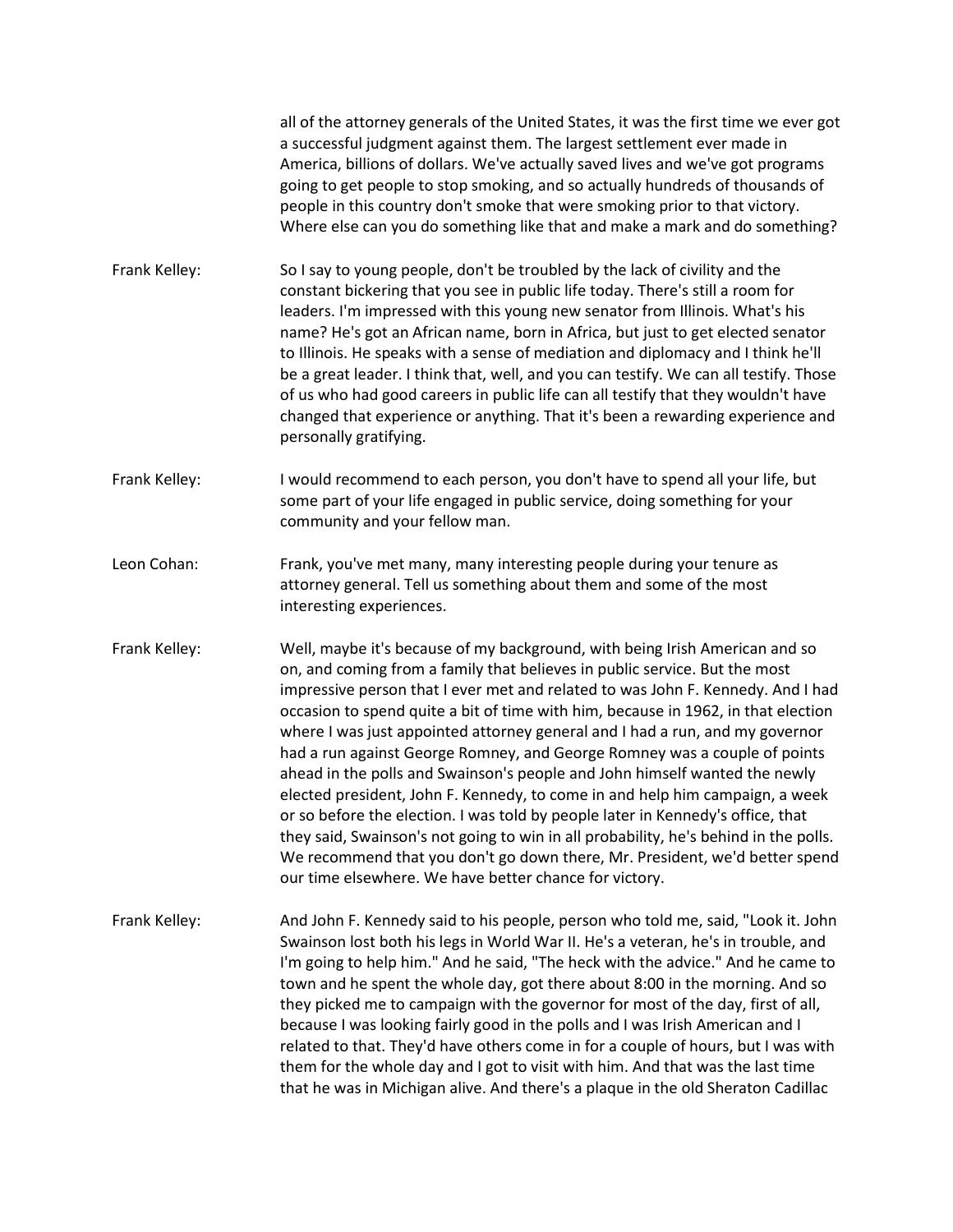all of the attorney generals of the United States, it was the first time we ever got a successful judgment against them. The largest settlement ever made in America, billions of dollars. We've actually saved lives and we've got programs going to get people to stop smoking, and so actually hundreds of thousands of people in this country don't smoke that were smoking prior to that victory. Where else can you do something like that and make a mark and do something?

Frank Kelley: So I say to young people, don't be troubled by the lack of civility and the constant bickering that you see in public life today. There's still a room for leaders. I'm impressed with this young new senator from Illinois. What's his name? He's got an African name, born in Africa, but just to get elected senator to Illinois. He speaks with a sense of mediation and diplomacy and I think he'll be a great leader. I think that, well, and you can testify. We can all testify. Those of us who had good careers in public life can all testify that they wouldn't have changed that experience or anything. That it's been a rewarding experience and personally gratifying.

Frank Kelley: I would recommend to each person, you don't have to spend all your life, but some part of your life engaged in public service, doing something for your community and your fellow man.

Leon Cohan: Frank, you've met many, many interesting people during your tenure as attorney general. Tell us something about them and some of the most interesting experiences.

Frank Kelley: Well, maybe it's because of my background, with being Irish American and so on, and coming from a family that believes in public service. But the most impressive person that I ever met and related to was John F. Kennedy. And I had occasion to spend quite a bit of time with him, because in 1962, in that election where I was just appointed attorney general and I had a run, and my governor had a run against George Romney, and George Romney was a couple of points ahead in the polls and Swainson's people and John himself wanted the newly elected president, John F. Kennedy, to come in and help him campaign, a week or so before the election. I was told by people later in Kennedy's office, that they said, Swainson's not going to win in all probability, he's behind in the polls. We recommend that you don't go down there, Mr. President, we'd better spend our time elsewhere. We have better chance for victory.

Frank Kelley: And John F. Kennedy said to his people, person who told me, said, "Look it. John Swainson lost both his legs in World War II. He's a veteran, he's in trouble, and I'm going to help him." And he said, "The heck with the advice." And he came to town and he spent the whole day, got there about 8:00 in the morning. And so they picked me to campaign with the governor for most of the day, first of all, because I was looking fairly good in the polls and I was Irish American and I related to that. They'd have others come in for a couple of hours, but I was with them for the whole day and I got to visit with him. And that was the last time that he was in Michigan alive. And there's a plaque in the old Sheraton Cadillac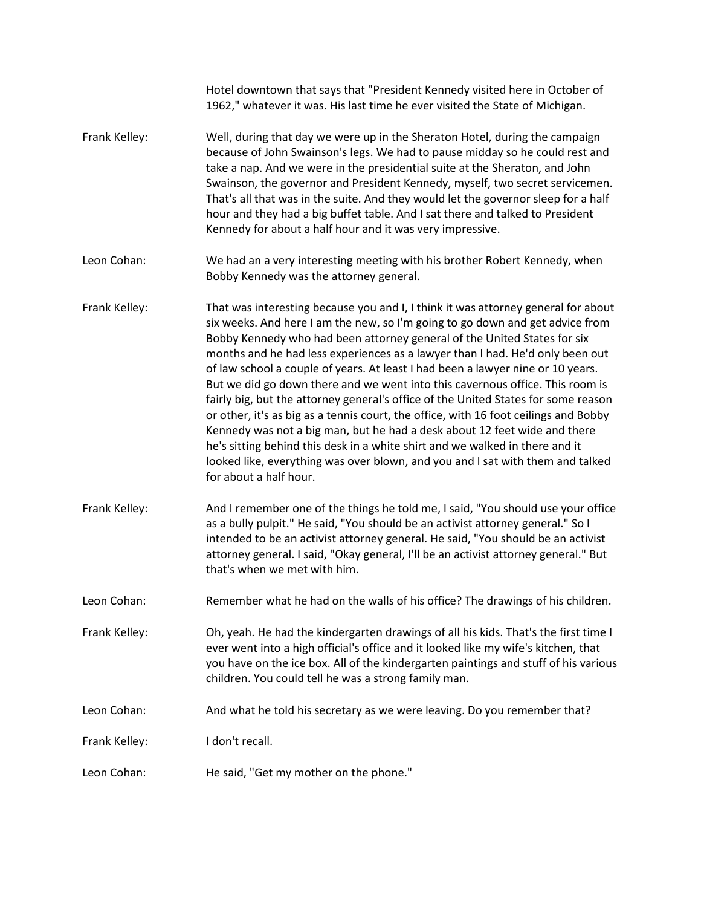Hotel downtown that says that "President Kennedy visited here in October of 1962," whatever it was. His last time he ever visited the State of Michigan.

**Frank Kelley:** Well, during that day we were up in the Sheraton Hotel, during the campaign because of John Swainson's legs. We had to pause midday so he could rest and take a nap. And we were in the presidential suite at the Sheraton, and John Swainson, the governor and President Kennedy, myself, two secret servicemen. That's all that was in the suite. And they would let the governor sleep for a half hour and they had a big buffet table. And I sat there and talked to President Kennedy for about a half hour and it was very impressive.

**Leon Cohan:** We had an a very interesting meeting with his brother Robert Kennedy, when Bobby Kennedy was the attorney general.

**Frank Kelley:** That was interesting because you and I, I think it was attorney general for about six weeks. And here I am the new, so I'm going to go down and get advice from Bobby Kennedy who had been attorney general of the United States for six months and he had less experiences as a lawyer than I had. He'd only been out of law school a couple of years. At least I had been a lawyer nine or 10 years. But we did go down there and we went into this cavernous office. This room is fairly big, but the attorney general's office of the United States for some reason or other, it's as big as a tennis court, the office, with 16 foot ceilings and Bobby Kennedy was not a big man, but he had a desk about 12 feet wide and there he's sitting behind this desk in a white shirt and we walked in there and it looked like, everything was over blown, and you and I sat with them and talked for about a half hour.

**Frank Kelley:** And I remember one of the things he told me, I said, "You should use your office as a bully pulpit." He said, "You should be an activist attorney general." So I intended to be an activist attorney general. He said, "You should be an activist attorney general. I said, "Okay general, I'll be an activist attorney general." But that's when we met with him.

**Leon Cohan:** Remember what he had on the walls of his office? The drawings of his children.

**Frank Kelley:** Oh, yeah. He had the kindergarten drawings of all his kids. That's the first time I ever went into a high official's office and it looked like my wife's kitchen, that you have on the ice box. All of the kindergarten paintings and stuff of his various children. You could tell he was a strong family man.

**Leon Cohan:** And what he told his secretary as we were leaving. Do you remember that?

**Frank Kelley:** I don't recall.

**Leon Cohan:** He said, "Get my mother on the phone."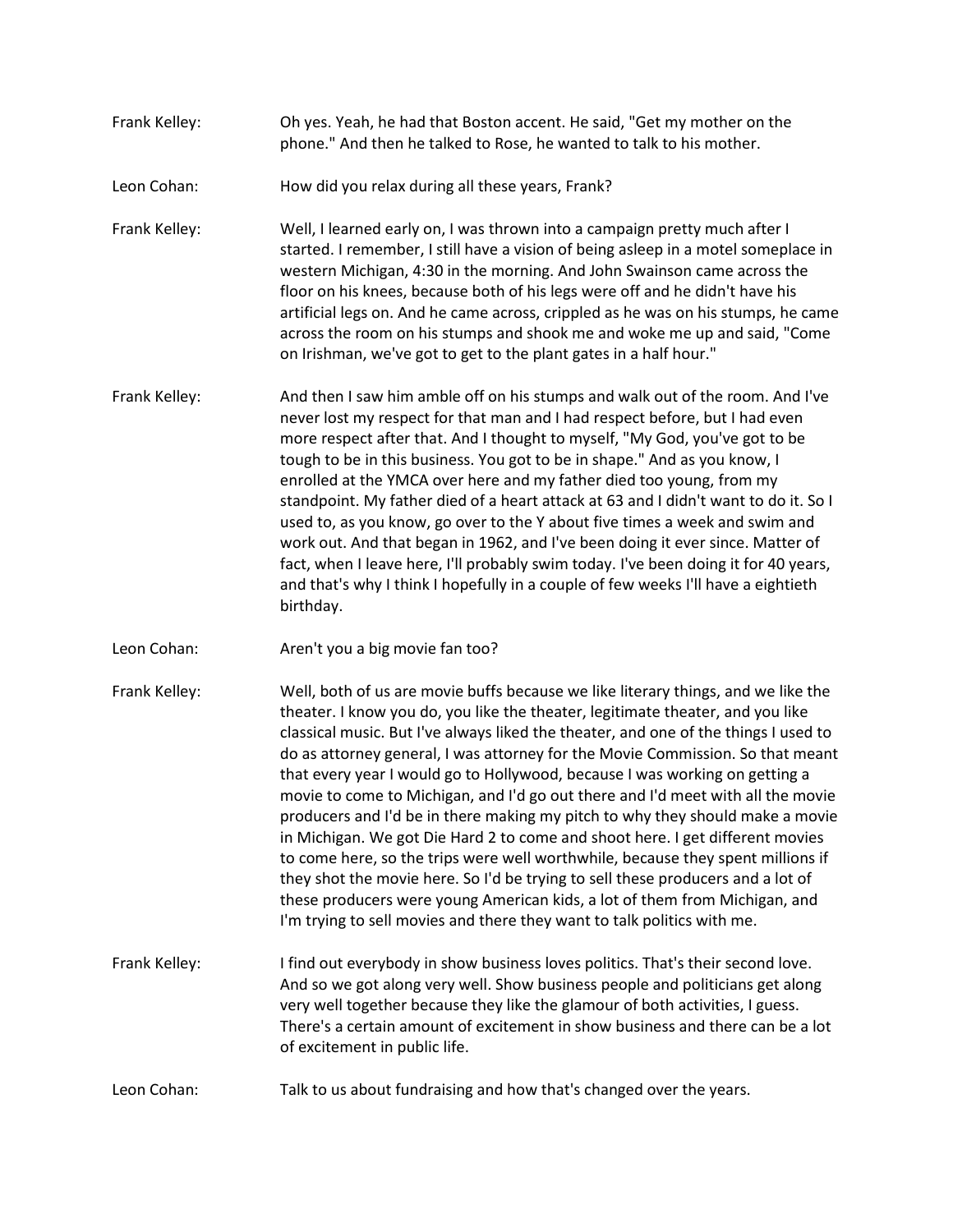Frank Kelley: Oh yes. Yeah, he had that Boston accent. He said, "Get my mother on the phone." And then he talked to Rose, he wanted to talk to his mother.

Leon Cohan: How did you relax during all these years, Frank?

Frank Kelley: Well, I learned early on, I was thrown into a campaign pretty much after I started. I remember, I still have a vision of being asleep in a motel someplace in western Michigan, 4:30 in the morning. And John Swainson came across the floor on his knees, because both of his legs were off and he didn't have his artificial legs on. And he came across, crippled as he was on his stumps, he came across the room on his stumps and shook me and woke me up and said, "Come on Irishman, we've got to get to the plant gates in a half hour."

Frank Kelley: And then I saw him amble off on his stumps and walk out of the room. And I've never lost my respect for that man and I had respect before, but I had even more respect after that. And I thought to myself, "My God, you've got to be tough to be in this business. You got to be in shape." And as you know, I enrolled at the YMCA over here and my father died too young, from my standpoint. My father died of a heart attack at 63 and I didn't want to do it. So I used to, as you know, go over to the Y about five times a week and swim and work out. And that began in 1962, and I've been doing it ever since. Matter of fact, when I leave here, I'll probably swim today. I've been doing it for 40 years, and that's why I think I hopefully in a couple of few weeks I'll have a eightieth birthday.

Leon Cohan: Aren't you a big movie fan too?

Frank Kelley: Well, both of us are movie buffs because we like literary things, and we like the theater. I know you do, you like the theater, legitimate theater, and you like classical music. But I've always liked the theater, and one of the things I used to do as attorney general, I was attorney for the Movie Commission. So that meant that every year I would go to Hollywood, because I was working on getting a movie to come to Michigan, and I'd go out there and I'd meet with all the movie producers and I'd be in there making my pitch to why they should make a movie in Michigan. We got Die Hard 2 to come and shoot here. I get different movies to come here, so the trips were well worthwhile, because they spent millions if they shot the movie here. So I'd be trying to sell these producers and a lot of these producers were young American kids, a lot of them from Michigan, and I'm trying to sell movies and there they want to talk politics with me.

Frank Kelley: I find out everybody in show business loves politics. That's their second love. And so we got along very well. Show business people and politicians get along very well together because they like the glamour of both activities, I guess. There's a certain amount of excitement in show business and there can be a lot of excitement in public life.

Leon Cohan: Talk to us about fundraising and how that's changed over the years.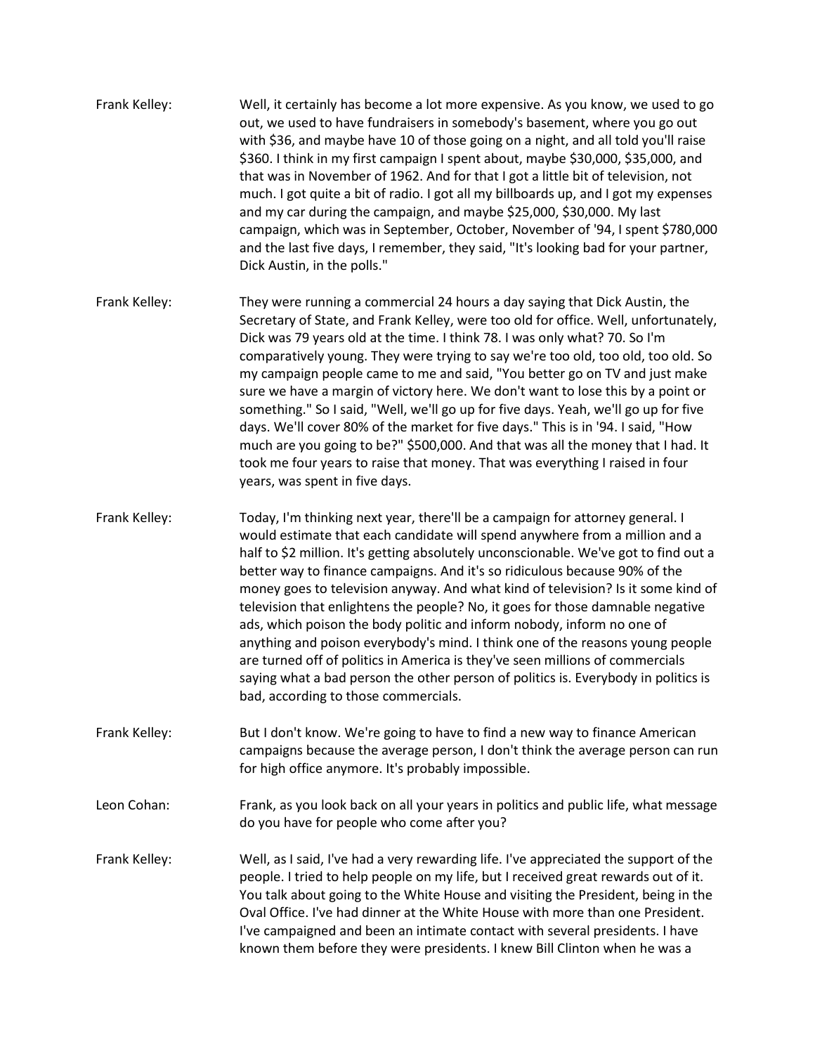Frank Kelley: Well, it certainly has become a lot more expensive. As you know, we used to go out, we used to have fundraisers in somebody's basement, where you go out with $36, and maybe have 10 of those going on a night, and all told you'll raise $360. I think in my first campaign I spent about, maybe $30,000, $35,000, and that was in November of 1962. And for that I got a little bit of television, not much. I got quite a bit of radio. I got all my billboards up, and I got my expenses and my car during the campaign, and maybe $25,000, $30,000. My last campaign, which was in September, October, November of '94, I spent $780,000 and the last five days, I remember, they said, "It's looking bad for your partner, Dick Austin, in the polls."

Frank Kelley: They were running a commercial 24 hours a day saying that Dick Austin, the Secretary of State, and Frank Kelley, were too old for office. Well, unfortunately, Dick was 79 years old at the time. I think 78. I was only what? 70. So I'm comparatively young. They were trying to say we're too old, too old, too old. So my campaign people came to me and said, "You better go on TV and just make sure we have a margin of victory here. We don't want to lose this by a point or something." So I said, "Well, we'll go up for five days. Yeah, we'll go up for five days. We'll cover 80% of the market for five days." This is in '94. I said, "How much are you going to be?" $500,000. And that was all the money that I had. It took me four years to raise that money. That was everything I raised in four years, was spent in five days.

Frank Kelley: Today, I'm thinking next year, there'll be a campaign for attorney general. I would estimate that each candidate will spend anywhere from a million and a half to $2 million. It's getting absolutely unconscionable. We've got to find out a better way to finance campaigns. And it's so ridiculous because 90% of the money goes to television anyway. And what kind of television? Is it some kind of television that enlightens the people? No, it goes for those damnable negative ads, which poison the body politic and inform nobody, inform no one of anything and poison everybody's mind. I think one of the reasons young people are turned off of politics in America is they've seen millions of commercials saying what a bad person the other person of politics is. Everybody in politics is bad, according to those commercials.

Frank Kelley: But I don't know. We're going to have to find a new way to finance American campaigns because the average person, I don't think the average person can run for high office anymore. It's probably impossible.

Leon Cohan: Frank, as you look back on all your years in politics and public life, what message do you have for people who come after you?

Frank Kelley: Well, as I said, I've had a very rewarding life. I've appreciated the support of the people. I tried to help people on my life, but I received great rewards out of it. You talk about going to the White House and visiting the President, being in the Oval Office. I've had dinner at the White House with more than one President. I've campaigned and been an intimate contact with several presidents. I have known them before they were presidents. I knew Bill Clinton when he was a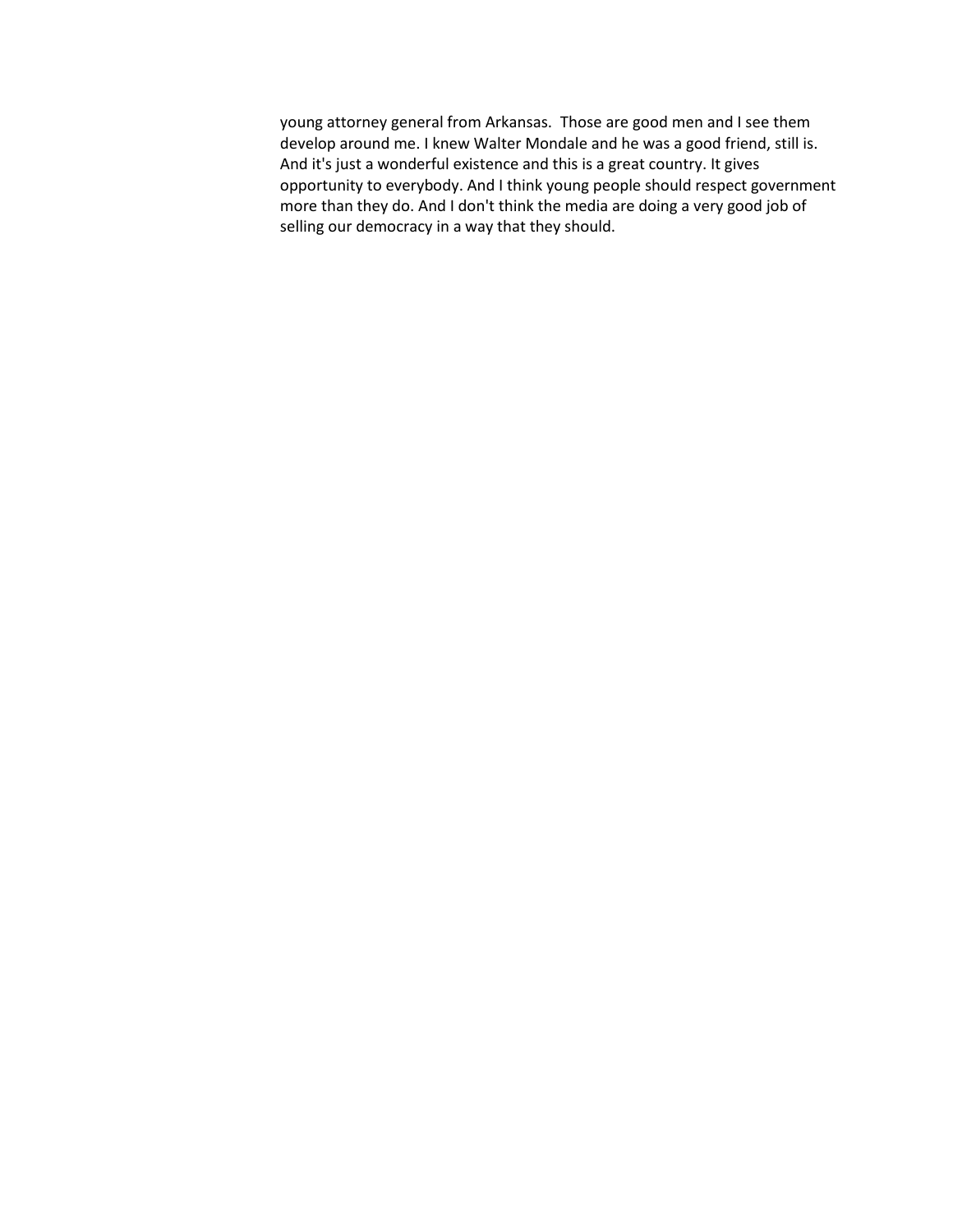young attorney general from Arkansas. Those are good men and I see them develop around me. I knew Walter Mondale and he was a good friend, still is. And it's just a wonderful existence and this is a great country. It gives opportunity to everybody. And I think young people should respect government more than they do. And I don't think the media are doing a very good job of selling our democracy in a way that they should.